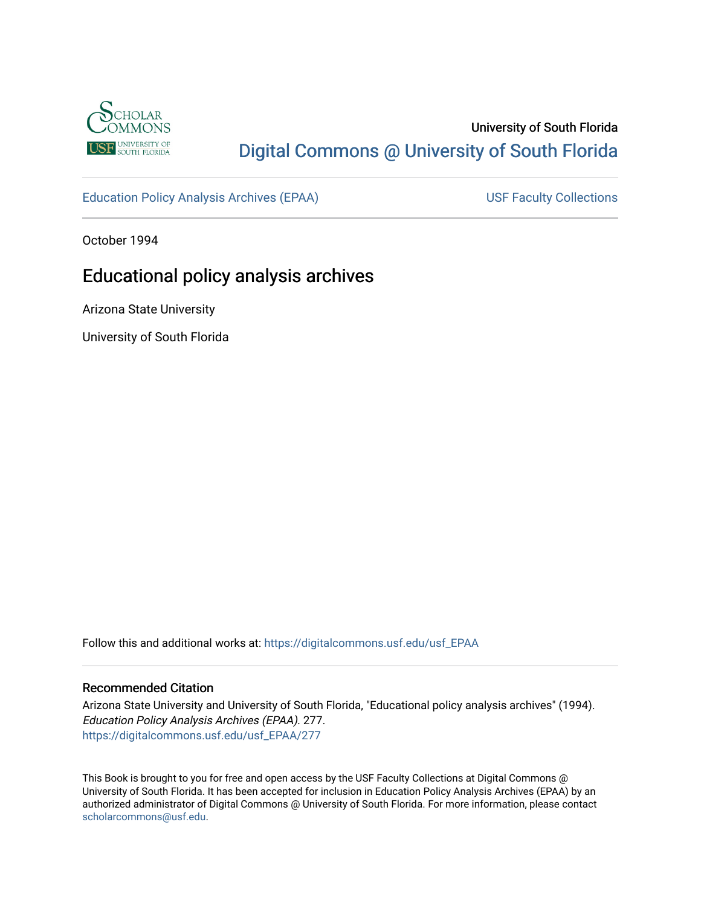University of South Florida

Digital Commons @ University of South Florida

Education Policy Analysis Archives (EPAA)

USF Faculty Collections

October 1994

# Educational policy analysis archives

Arizona State University

University of South Florida

Follow this and additional works at: https://digitalcommons.usf.edu/usf_EPAA

## Recommended Citation

Arizona State University and University of South Florida, "Educational policy analysis archives" (1994). *Education Policy Analysis Archives (EPAA)*. 277.
https://digitalcommons.usf.edu/usf_EPAA/277

This Book is brought to you for free and open access by the USF Faculty Collections at Digital Commons @ University of South Florida. It has been accepted for inclusion in Education Policy Analysis Archives (EPAA) by an authorized administrator of Digital Commons @ University of South Florida. For more information, please contact scholarcommons@usf.edu.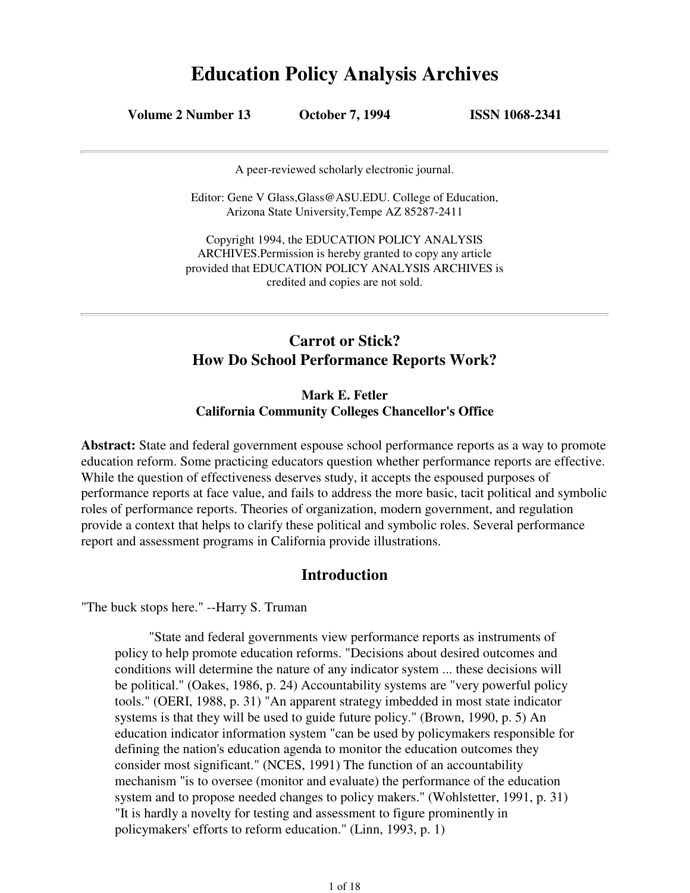# Education Policy Analysis Archives

**Volume 2 Number 13 October 7, 1994 ISSN 1068-2341**

---

A peer-reviewed scholarly electronic journal.

Editor: Gene V Glass,Glass@ASU.EDU. College of Education, Arizona State University,Tempe AZ 85287-2411

Copyright 1994, the EDUCATION POLICY ANALYSIS ARCHIVES.Permission is hereby granted to copy any article provided that EDUCATION POLICY ANALYSIS ARCHIVES is credited and copies are not sold.

---

## Carrot or Stick?<br>How Do School Performance Reports Work?

**Mark E. Fetler**
**California Community Colleges Chancellor's Office**

**Abstract:** State and federal government espouse school performance reports as a way to promote education reform. Some practicing educators question whether performance reports are effective. While the question of effectiveness deserves study, it accepts the espoused purposes of performance reports at face value, and fails to address the more basic, tacit political and symbolic roles of performance reports. Theories of organization, modern government, and regulation provide a context that helps to clarify these political and symbolic roles. Several performance report and assessment programs in California provide illustrations.

## Introduction

"The buck stops here." --Harry S. Truman

> "State and federal governments view performance reports as instruments of policy to help promote education reforms. "Decisions about desired outcomes and conditions will determine the nature of any indicator system ... these decisions will be political." (Oakes, 1986, p. 24) Accountability systems are "very powerful policy tools." (OERI, 1988, p. 31) "An apparent strategy imbedded in most state indicator systems is that they will be used to guide future policy." (Brown, 1990, p. 5) An education indicator information system "can be used by policymakers responsible for defining the nation's education agenda to monitor the education outcomes they consider most significant." (NCES, 1991) The function of an accountability mechanism "is to oversee (monitor and evaluate) the performance of the education system and to propose needed changes to policy makers." (Wohlstetter, 1991, p. 31) "It is hardly a novelty for testing and assessment to figure prominently in policymakers' efforts to reform education." (Linn, 1993, p. 1)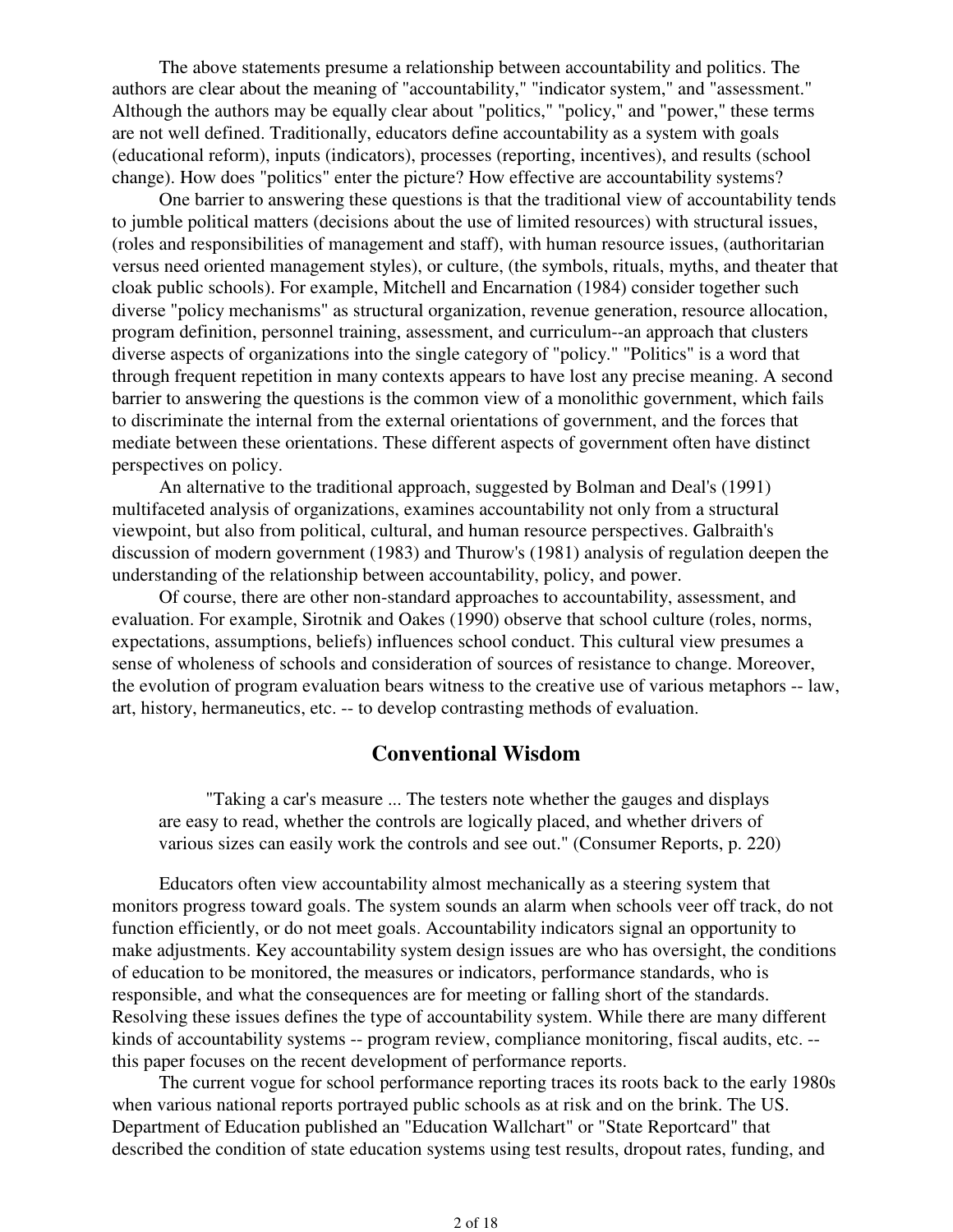The above statements presume a relationship between accountability and politics. The authors are clear about the meaning of "accountability," "indicator system," and "assessment." Although the authors may be equally clear about "politics," "policy," and "power," these terms are not well defined. Traditionally, educators define accountability as a system with goals (educational reform), inputs (indicators), processes (reporting, incentives), and results (school change). How does "politics" enter the picture? How effective are accountability systems?

One barrier to answering these questions is that the traditional view of accountability tends to jumble political matters (decisions about the use of limited resources) with structural issues, (roles and responsibilities of management and staff), with human resource issues, (authoritarian versus need oriented management styles), or culture, (the symbols, rituals, myths, and theater that cloak public schools). For example, Mitchell and Encarnation (1984) consider together such diverse "policy mechanisms" as structural organization, revenue generation, resource allocation, program definition, personnel training, assessment, and curriculum--an approach that clusters diverse aspects of organizations into the single category of "policy." "Politics" is a word that through frequent repetition in many contexts appears to have lost any precise meaning. A second barrier to answering the questions is the common view of a monolithic government, which fails to discriminate the internal from the external orientations of government, and the forces that mediate between these orientations. These different aspects of government often have distinct perspectives on policy.

An alternative to the traditional approach, suggested by Bolman and Deal's (1991) multifaceted analysis of organizations, examines accountability not only from a structural viewpoint, but also from political, cultural, and human resource perspectives. Galbraith's discussion of modern government (1983) and Thurow's (1981) analysis of regulation deepen the understanding of the relationship between accountability, policy, and power.

Of course, there are other non-standard approaches to accountability, assessment, and evaluation. For example, Sirotnik and Oakes (1990) observe that school culture (roles, norms, expectations, assumptions, beliefs) influences school conduct. This cultural view presumes a sense of wholeness of schools and consideration of sources of resistance to change. Moreover, the evolution of program evaluation bears witness to the creative use of various metaphors -- law, art, history, hermaneutics, etc. -- to develop contrasting methods of evaluation.

## Conventional Wisdom

> "Taking a car's measure ... The testers note whether the gauges and displays are easy to read, whether the controls are logically placed, and whether drivers of various sizes can easily work the controls and see out." (Consumer Reports, p. 220)

Educators often view accountability almost mechanically as a steering system that monitors progress toward goals. The system sounds an alarm when schools veer off track, do not function efficiently, or do not meet goals. Accountability indicators signal an opportunity to make adjustments. Key accountability system design issues are who has oversight, the conditions of education to be monitored, the measures or indicators, performance standards, who is responsible, and what the consequences are for meeting or falling short of the standards. Resolving these issues defines the type of accountability system. While there are many different kinds of accountability systems -- program review, compliance monitoring, fiscal audits, etc. -- this paper focuses on the recent development of performance reports.

The current vogue for school performance reporting traces its roots back to the early 1980s when various national reports portrayed public schools as at risk and on the brink. The US. Department of Education published an "Education Wallchart" or "State Reportcard" that described the condition of state education systems using test results, dropout rates, funding, and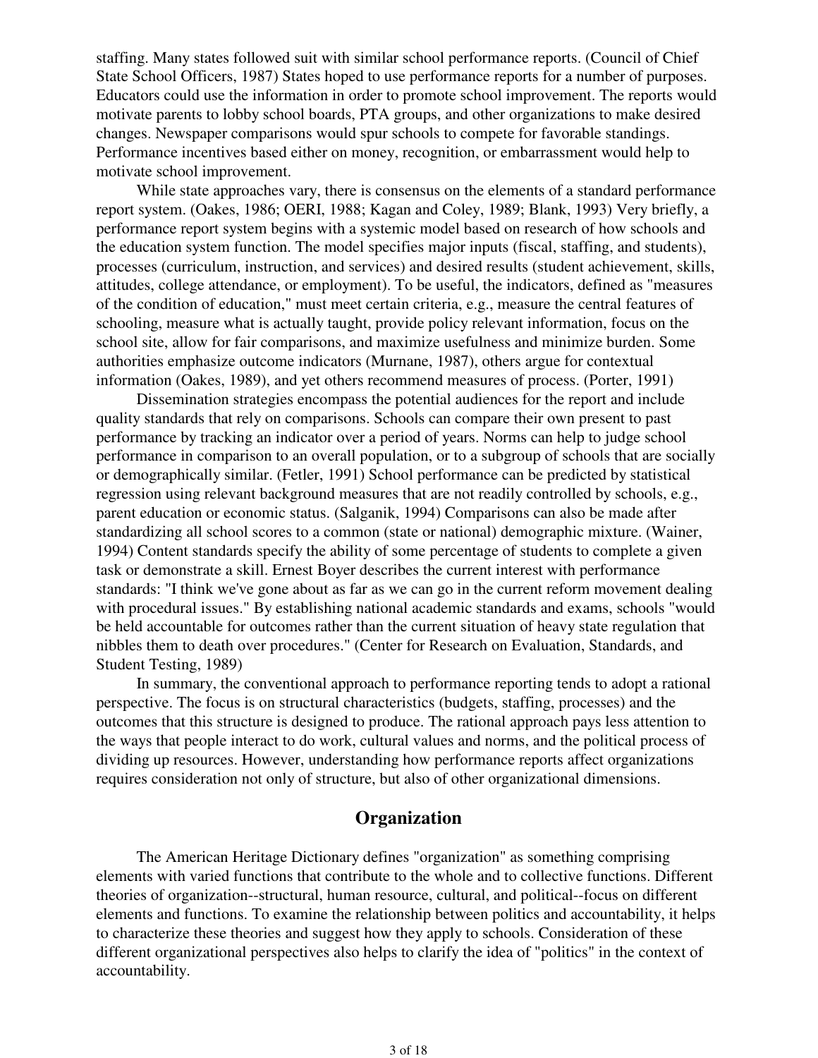staffing. Many states followed suit with similar school performance reports. (Council of Chief State School Officers, 1987) States hoped to use performance reports for a number of purposes. Educators could use the information in order to promote school improvement. The reports would motivate parents to lobby school boards, PTA groups, and other organizations to make desired changes. Newspaper comparisons would spur schools to compete for favorable standings. Performance incentives based either on money, recognition, or embarrassment would help to motivate school improvement.

While state approaches vary, there is consensus on the elements of a standard performance report system. (Oakes, 1986; OERI, 1988; Kagan and Coley, 1989; Blank, 1993) Very briefly, a performance report system begins with a systemic model based on research of how schools and the education system function. The model specifies major inputs (fiscal, staffing, and students), processes (curriculum, instruction, and services) and desired results (student achievement, skills, attitudes, college attendance, or employment). To be useful, the indicators, defined as "measures of the condition of education," must meet certain criteria, e.g., measure the central features of schooling, measure what is actually taught, provide policy relevant information, focus on the school site, allow for fair comparisons, and maximize usefulness and minimize burden. Some authorities emphasize outcome indicators (Murnane, 1987), others argue for contextual information (Oakes, 1989), and yet others recommend measures of process. (Porter, 1991)

Dissemination strategies encompass the potential audiences for the report and include quality standards that rely on comparisons. Schools can compare their own present to past performance by tracking an indicator over a period of years. Norms can help to judge school performance in comparison to an overall population, or to a subgroup of schools that are socially or demographically similar. (Fetler, 1991) School performance can be predicted by statistical regression using relevant background measures that are not readily controlled by schools, e.g., parent education or economic status. (Salganik, 1994) Comparisons can also be made after standardizing all school scores to a common (state or national) demographic mixture. (Wainer, 1994) Content standards specify the ability of some percentage of students to complete a given task or demonstrate a skill. Ernest Boyer describes the current interest with performance standards: "I think we've gone about as far as we can go in the current reform movement dealing with procedural issues." By establishing national academic standards and exams, schools "would be held accountable for outcomes rather than the current situation of heavy state regulation that nibbles them to death over procedures." (Center for Research on Evaluation, Standards, and Student Testing, 1989)

In summary, the conventional approach to performance reporting tends to adopt a rational perspective. The focus is on structural characteristics (budgets, staffing, processes) and the outcomes that this structure is designed to produce. The rational approach pays less attention to the ways that people interact to do work, cultural values and norms, and the political process of dividing up resources. However, understanding how performance reports affect organizations requires consideration not only of structure, but also of other organizational dimensions.

## Organization

The American Heritage Dictionary defines "organization" as something comprising elements with varied functions that contribute to the whole and to collective functions. Different theories of organization--structural, human resource, cultural, and political--focus on different elements and functions. To examine the relationship between politics and accountability, it helps to characterize these theories and suggest how they apply to schools. Consideration of these different organizational perspectives also helps to clarify the idea of "politics" in the context of accountability.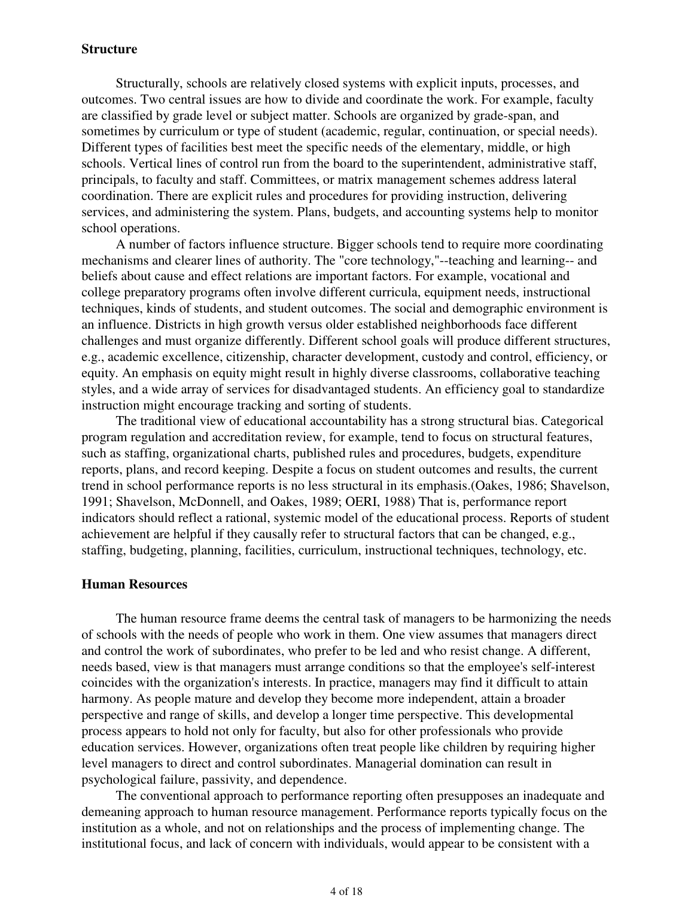## Structure

Structurally, schools are relatively closed systems with explicit inputs, processes, and outcomes. Two central issues are how to divide and coordinate the work. For example, faculty are classified by grade level or subject matter. Schools are organized by grade-span, and sometimes by curriculum or type of student (academic, regular, continuation, or special needs). Different types of facilities best meet the specific needs of the elementary, middle, or high schools. Vertical lines of control run from the board to the superintendent, administrative staff, principals, to faculty and staff. Committees, or matrix management schemes address lateral coordination. There are explicit rules and procedures for providing instruction, delivering services, and administering the system. Plans, budgets, and accounting systems help to monitor school operations.

A number of factors influence structure. Bigger schools tend to require more coordinating mechanisms and clearer lines of authority. The "core technology,"--teaching and learning-- and beliefs about cause and effect relations are important factors. For example, vocational and college preparatory programs often involve different curricula, equipment needs, instructional techniques, kinds of students, and student outcomes. The social and demographic environment is an influence. Districts in high growth versus older established neighborhoods face different challenges and must organize differently. Different school goals will produce different structures, e.g., academic excellence, citizenship, character development, custody and control, efficiency, or equity. An emphasis on equity might result in highly diverse classrooms, collaborative teaching styles, and a wide array of services for disadvantaged students. An efficiency goal to standardize instruction might encourage tracking and sorting of students.

The traditional view of educational accountability has a strong structural bias. Categorical program regulation and accreditation review, for example, tend to focus on structural features, such as staffing, organizational charts, published rules and procedures, budgets, expenditure reports, plans, and record keeping. Despite a focus on student outcomes and results, the current trend in school performance reports is no less structural in its emphasis.(Oakes, 1986; Shavelson, 1991; Shavelson, McDonnell, and Oakes, 1989; OERI, 1988) That is, performance report indicators should reflect a rational, systemic model of the educational process. Reports of student achievement are helpful if they causally refer to structural factors that can be changed, e.g., staffing, budgeting, planning, facilities, curriculum, instructional techniques, technology, etc.

## Human Resources

The human resource frame deems the central task of managers to be harmonizing the needs of schools with the needs of people who work in them. One view assumes that managers direct and control the work of subordinates, who prefer to be led and who resist change. A different, needs based, view is that managers must arrange conditions so that the employee's self-interest coincides with the organization's interests. In practice, managers may find it difficult to attain harmony. As people mature and develop they become more independent, attain a broader perspective and range of skills, and develop a longer time perspective. This developmental process appears to hold not only for faculty, but also for other professionals who provide education services. However, organizations often treat people like children by requiring higher level managers to direct and control subordinates. Managerial domination can result in psychological failure, passivity, and dependence.

The conventional approach to performance reporting often presupposes an inadequate and demeaning approach to human resource management. Performance reports typically focus on the institution as a whole, and not on relationships and the process of implementing change. The institutional focus, and lack of concern with individuals, would appear to be consistent with a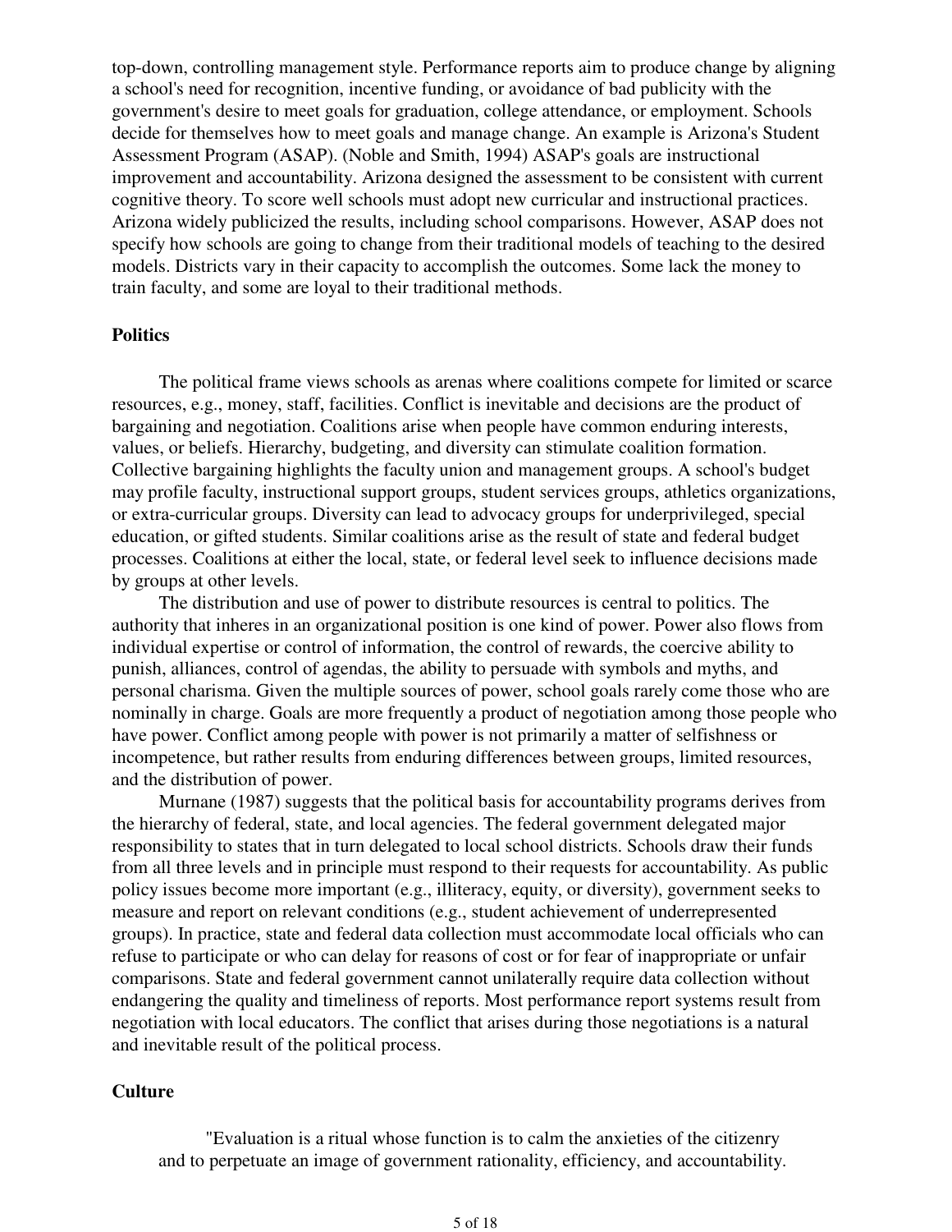top-down, controlling management style. Performance reports aim to produce change by aligning a school's need for recognition, incentive funding, or avoidance of bad publicity with the government's desire to meet goals for graduation, college attendance, or employment. Schools decide for themselves how to meet goals and manage change. An example is Arizona's Student Assessment Program (ASAP). (Noble and Smith, 1994) ASAP's goals are instructional improvement and accountability. Arizona designed the assessment to be consistent with current cognitive theory. To score well schools must adopt new curricular and instructional practices. Arizona widely publicized the results, including school comparisons. However, ASAP does not specify how schools are going to change from their traditional models of teaching to the desired models. Districts vary in their capacity to accomplish the outcomes. Some lack the money to train faculty, and some are loyal to their traditional methods.

**Politics**

The political frame views schools as arenas where coalitions compete for limited or scarce resources, e.g., money, staff, facilities. Conflict is inevitable and decisions are the product of bargaining and negotiation. Coalitions arise when people have common enduring interests, values, or beliefs. Hierarchy, budgeting, and diversity can stimulate coalition formation. Collective bargaining highlights the faculty union and management groups. A school's budget may profile faculty, instructional support groups, student services groups, athletics organizations, or extra-curricular groups. Diversity can lead to advocacy groups for underprivileged, special education, or gifted students. Similar coalitions arise as the result of state and federal budget processes. Coalitions at either the local, state, or federal level seek to influence decisions made by groups at other levels.

The distribution and use of power to distribute resources is central to politics. The authority that inheres in an organizational position is one kind of power. Power also flows from individual expertise or control of information, the control of rewards, the coercive ability to punish, alliances, control of agendas, the ability to persuade with symbols and myths, and personal charisma. Given the multiple sources of power, school goals rarely come those who are nominally in charge. Goals are more frequently a product of negotiation among those people who have power. Conflict among people with power is not primarily a matter of selfishness or incompetence, but rather results from enduring differences between groups, limited resources, and the distribution of power.

Murnane (1987) suggests that the political basis for accountability programs derives from the hierarchy of federal, state, and local agencies. The federal government delegated major responsibility to states that in turn delegated to local school districts. Schools draw their funds from all three levels and in principle must respond to their requests for accountability. As public policy issues become more important (e.g., illiteracy, equity, or diversity), government seeks to measure and report on relevant conditions (e.g., student achievement of underrepresented groups). In practice, state and federal data collection must accommodate local officials who can refuse to participate or who can delay for reasons of cost or for fear of inappropriate or unfair comparisons. State and federal government cannot unilaterally require data collection without endangering the quality and timeliness of reports. Most performance report systems result from negotiation with local educators. The conflict that arises during those negotiations is a natural and inevitable result of the political process.

**Culture**

> "Evaluation is a ritual whose function is to calm the anxieties of the citizenry and to perpetuate an image of government rationality, efficiency, and accountability.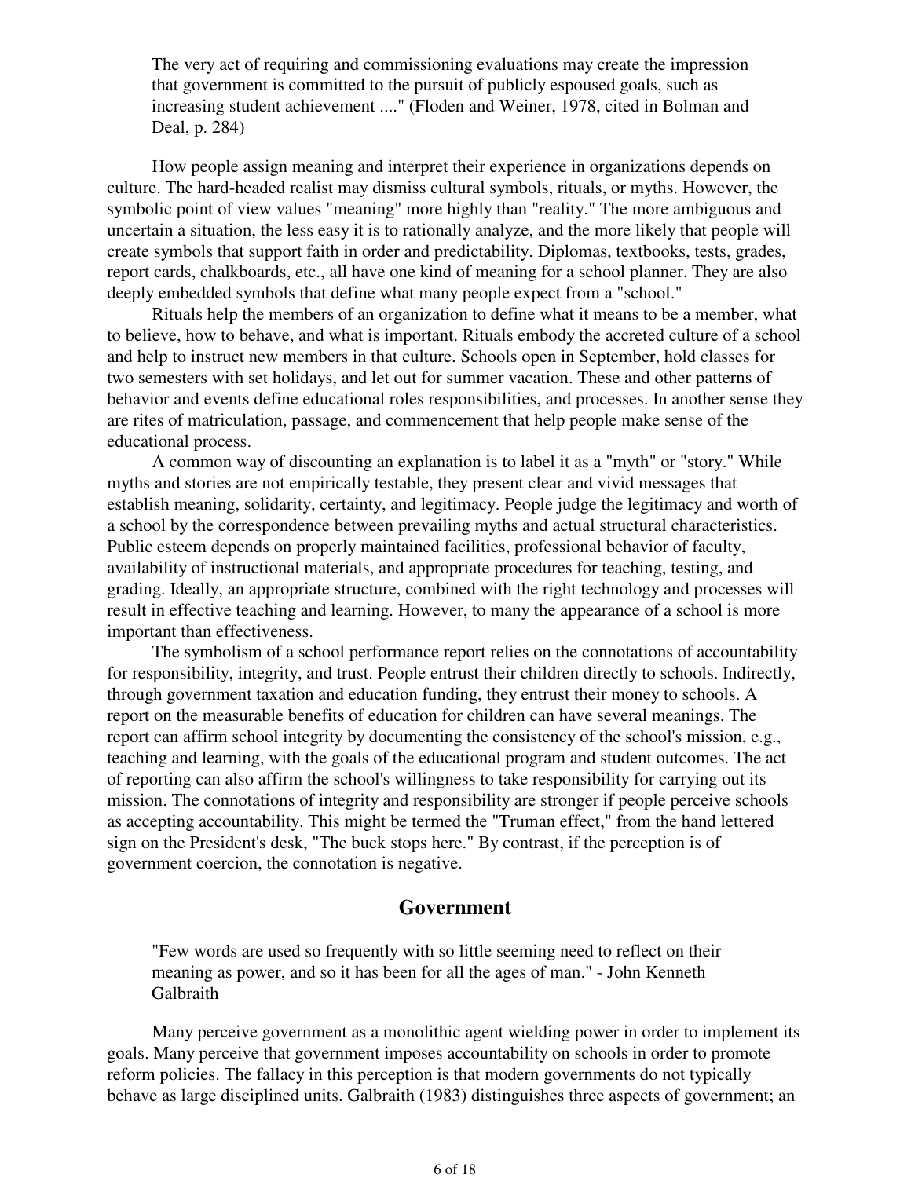> The very act of requiring and commissioning evaluations may create the impression that government is committed to the pursuit of publicly espoused goals, such as increasing student achievement ...." (Floden and Weiner, 1978, cited in Bolman and Deal, p. 284)

How people assign meaning and interpret their experience in organizations depends on culture. The hard-headed realist may dismiss cultural symbols, rituals, or myths. However, the symbolic point of view values "meaning" more highly than "reality." The more ambiguous and uncertain a situation, the less easy it is to rationally analyze, and the more likely that people will create symbols that support faith in order and predictability. Diplomas, textbooks, tests, grades, report cards, chalkboards, etc., all have one kind of meaning for a school planner. They are also deeply embedded symbols that define what many people expect from a "school."

Rituals help the members of an organization to define what it means to be a member, what to believe, how to behave, and what is important. Rituals embody the accreted culture of a school and help to instruct new members in that culture. Schools open in September, hold classes for two semesters with set holidays, and let out for summer vacation. These and other patterns of behavior and events define educational roles responsibilities, and processes. In another sense they are rites of matriculation, passage, and commencement that help people make sense of the educational process.

A common way of discounting an explanation is to label it as a "myth" or "story." While myths and stories are not empirically testable, they present clear and vivid messages that establish meaning, solidarity, certainty, and legitimacy. People judge the legitimacy and worth of a school by the correspondence between prevailing myths and actual structural characteristics. Public esteem depends on properly maintained facilities, professional behavior of faculty, availability of instructional materials, and appropriate procedures for teaching, testing, and grading. Ideally, an appropriate structure, combined with the right technology and processes will result in effective teaching and learning. However, to many the appearance of a school is more important than effectiveness.

The symbolism of a school performance report relies on the connotations of accountability for responsibility, integrity, and trust. People entrust their children directly to schools. Indirectly, through government taxation and education funding, they entrust their money to schools. A report on the measurable benefits of education for children can have several meanings. The report can affirm school integrity by documenting the consistency of the school's mission, e.g., teaching and learning, with the goals of the educational program and student outcomes. The act of reporting can also affirm the school's willingness to take responsibility for carrying out its mission. The connotations of integrity and responsibility are stronger if people perceive schools as accepting accountability. This might be termed the "Truman effect," from the hand lettered sign on the President's desk, "The buck stops here." By contrast, if the perception is of government coercion, the connotation is negative.

## Government

> "Few words are used so frequently with so little seeming need to reflect on their meaning as power, and so it has been for all the ages of man." - John Kenneth Galbraith

Many perceive government as a monolithic agent wielding power in order to implement its goals. Many perceive that government imposes accountability on schools in order to promote reform policies. The fallacy in this perception is that modern governments do not typically behave as large disciplined units. Galbraith (1983) distinguishes three aspects of government; an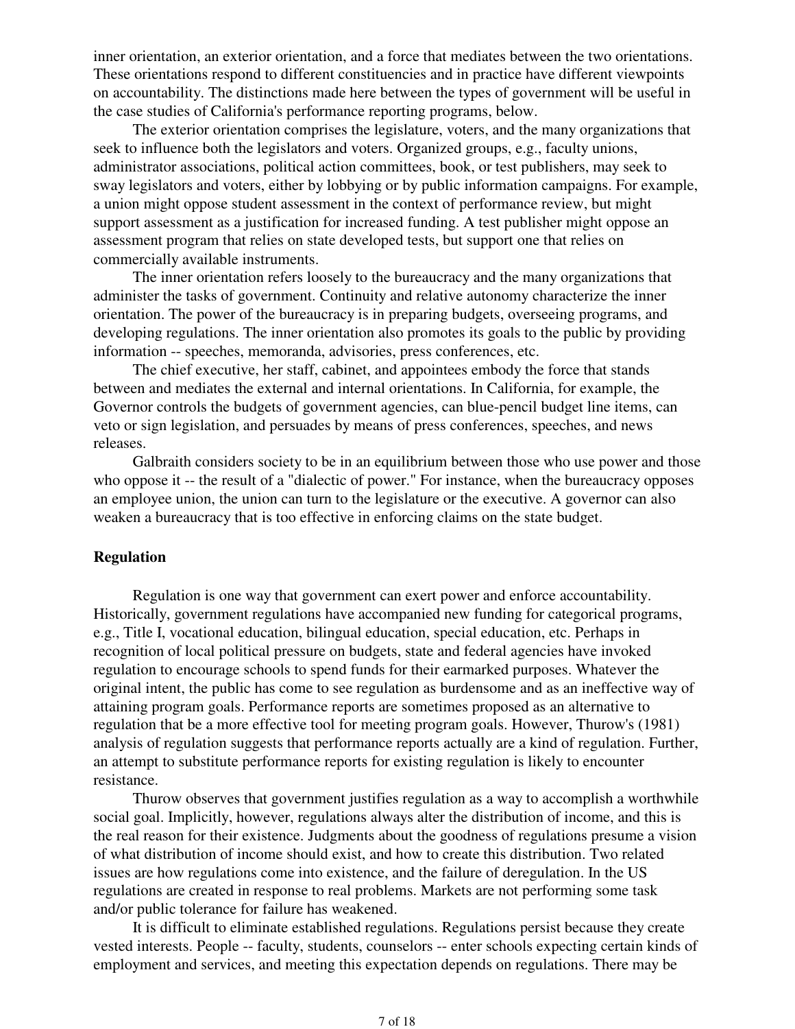inner orientation, an exterior orientation, and a force that mediates between the two orientations. These orientations respond to different constituencies and in practice have different viewpoints on accountability. The distinctions made here between the types of government will be useful in the case studies of California's performance reporting programs, below.

The exterior orientation comprises the legislature, voters, and the many organizations that seek to influence both the legislators and voters. Organized groups, e.g., faculty unions, administrator associations, political action committees, book, or test publishers, may seek to sway legislators and voters, either by lobbying or by public information campaigns. For example, a union might oppose student assessment in the context of performance review, but might support assessment as a justification for increased funding. A test publisher might oppose an assessment program that relies on state developed tests, but support one that relies on commercially available instruments.

The inner orientation refers loosely to the bureaucracy and the many organizations that administer the tasks of government. Continuity and relative autonomy characterize the inner orientation. The power of the bureaucracy is in preparing budgets, overseeing programs, and developing regulations. The inner orientation also promotes its goals to the public by providing information -- speeches, memoranda, advisories, press conferences, etc.

The chief executive, her staff, cabinet, and appointees embody the force that stands between and mediates the external and internal orientations. In California, for example, the Governor controls the budgets of government agencies, can blue-pencil budget line items, can veto or sign legislation, and persuades by means of press conferences, speeches, and news releases.

Galbraith considers society to be in an equilibrium between those who use power and those who oppose it -- the result of a "dialectic of power." For instance, when the bureaucracy opposes an employee union, the union can turn to the legislature or the executive. A governor can also weaken a bureaucracy that is too effective in enforcing claims on the state budget.

**Regulation**

Regulation is one way that government can exert power and enforce accountability. Historically, government regulations have accompanied new funding for categorical programs, e.g., Title I, vocational education, bilingual education, special education, etc. Perhaps in recognition of local political pressure on budgets, state and federal agencies have invoked regulation to encourage schools to spend funds for their earmarked purposes. Whatever the original intent, the public has come to see regulation as burdensome and as an ineffective way of attaining program goals. Performance reports are sometimes proposed as an alternative to regulation that be a more effective tool for meeting program goals. However, Thurow's (1981) analysis of regulation suggests that performance reports actually are a kind of regulation. Further, an attempt to substitute performance reports for existing regulation is likely to encounter resistance.

Thurow observes that government justifies regulation as a way to accomplish a worthwhile social goal. Implicitly, however, regulations always alter the distribution of income, and this is the real reason for their existence. Judgments about the goodness of regulations presume a vision of what distribution of income should exist, and how to create this distribution. Two related issues are how regulations come into existence, and the failure of deregulation. In the US regulations are created in response to real problems. Markets are not performing some task and/or public tolerance for failure has weakened.

It is difficult to eliminate established regulations. Regulations persist because they create vested interests. People -- faculty, students, counselors -- enter schools expecting certain kinds of employment and services, and meeting this expectation depends on regulations. There may be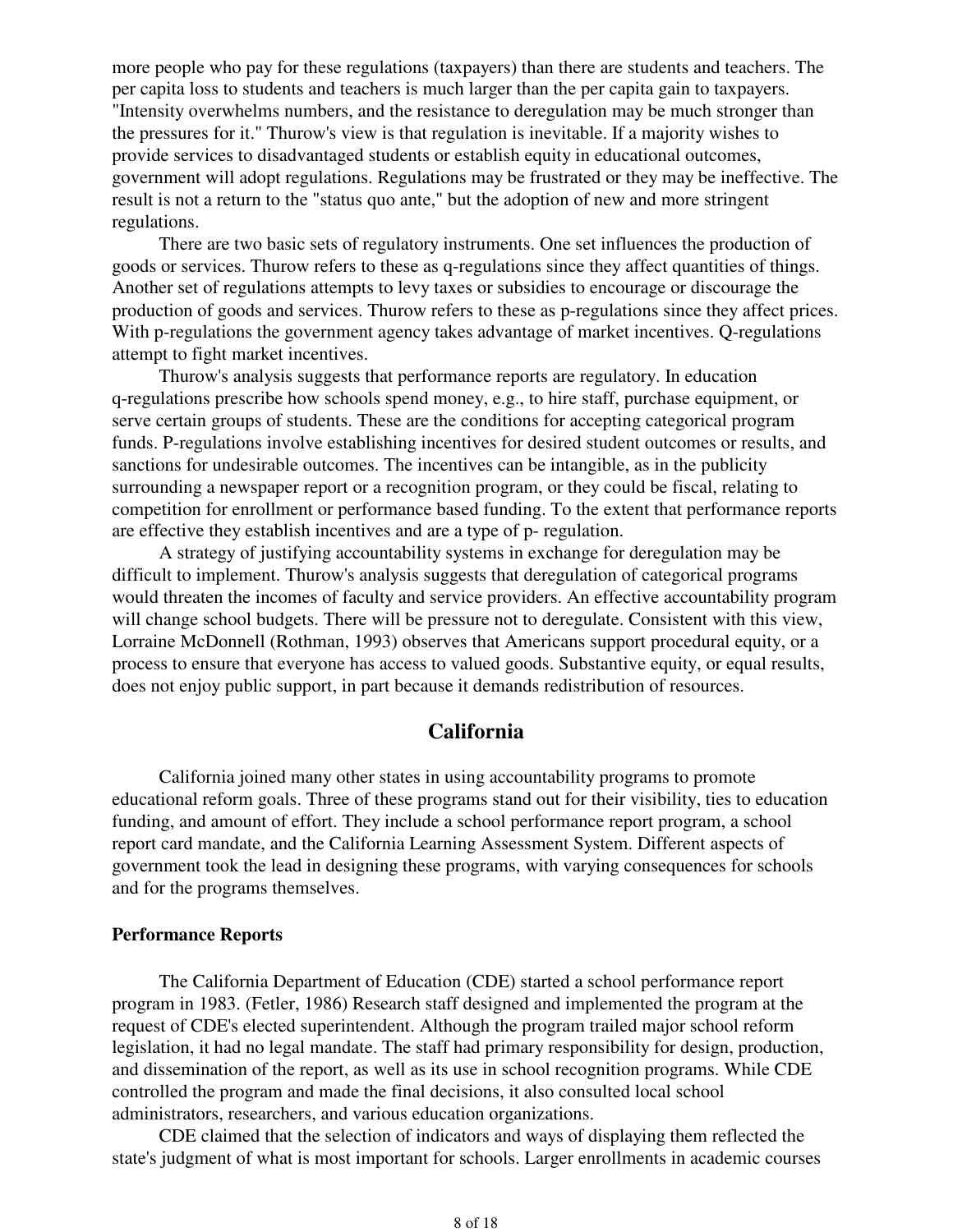more people who pay for these regulations (taxpayers) than there are students and teachers. The per capita loss to students and teachers is much larger than the per capita gain to taxpayers. "Intensity overwhelms numbers, and the resistance to deregulation may be much stronger than the pressures for it." Thurow's view is that regulation is inevitable. If a majority wishes to provide services to disadvantaged students or establish equity in educational outcomes, government will adopt regulations. Regulations may be frustrated or they may be ineffective. The result is not a return to the "status quo ante," but the adoption of new and more stringent regulations.

There are two basic sets of regulatory instruments. One set influences the production of goods or services. Thurow refers to these as q-regulations since they affect quantities of things. Another set of regulations attempts to levy taxes or subsidies to encourage or discourage the production of goods and services. Thurow refers to these as p-regulations since they affect prices. With p-regulations the government agency takes advantage of market incentives. Q-regulations attempt to fight market incentives.

Thurow's analysis suggests that performance reports are regulatory. In education q-regulations prescribe how schools spend money, e.g., to hire staff, purchase equipment, or serve certain groups of students. These are the conditions for accepting categorical program funds. P-regulations involve establishing incentives for desired student outcomes or results, and sanctions for undesirable outcomes. The incentives can be intangible, as in the publicity surrounding a newspaper report or a recognition program, or they could be fiscal, relating to competition for enrollment or performance based funding. To the extent that performance reports are effective they establish incentives and are a type of p- regulation.

A strategy of justifying accountability systems in exchange for deregulation may be difficult to implement. Thurow's analysis suggests that deregulation of categorical programs would threaten the incomes of faculty and service providers. An effective accountability program will change school budgets. There will be pressure not to deregulate. Consistent with this view, Lorraine McDonnell (Rothman, 1993) observes that Americans support procedural equity, or a process to ensure that everyone has access to valued goods. Substantive equity, or equal results, does not enjoy public support, in part because it demands redistribution of resources.

## California

California joined many other states in using accountability programs to promote educational reform goals. Three of these programs stand out for their visibility, ties to education funding, and amount of effort. They include a school performance report program, a school report card mandate, and the California Learning Assessment System. Different aspects of government took the lead in designing these programs, with varying consequences for schools and for the programs themselves.

### Performance Reports

The California Department of Education (CDE) started a school performance report program in 1983. (Fetler, 1986) Research staff designed and implemented the program at the request of CDE's elected superintendent. Although the program trailed major school reform legislation, it had no legal mandate. The staff had primary responsibility for design, production, and dissemination of the report, as well as its use in school recognition programs. While CDE controlled the program and made the final decisions, it also consulted local school administrators, researchers, and various education organizations.

CDE claimed that the selection of indicators and ways of displaying them reflected the state's judgment of what is most important for schools. Larger enrollments in academic courses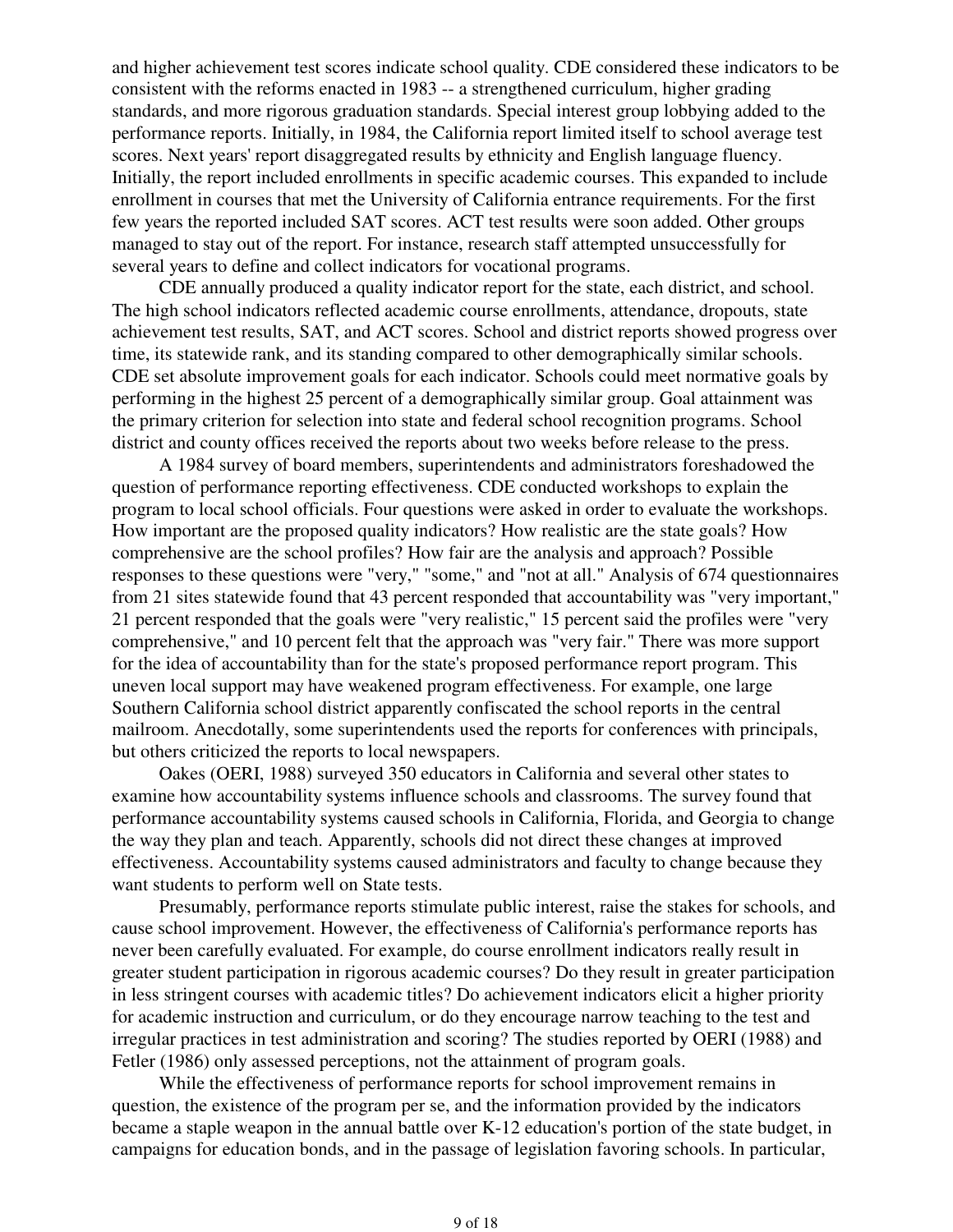and higher achievement test scores indicate school quality. CDE considered these indicators to be consistent with the reforms enacted in 1983 -- a strengthened curriculum, higher grading standards, and more rigorous graduation standards. Special interest group lobbying added to the performance reports. Initially, in 1984, the California report limited itself to school average test scores. Next years' report disaggregated results by ethnicity and English language fluency. Initially, the report included enrollments in specific academic courses. This expanded to include enrollment in courses that met the University of California entrance requirements. For the first few years the reported included SAT scores. ACT test results were soon added. Other groups managed to stay out of the report. For instance, research staff attempted unsuccessfully for several years to define and collect indicators for vocational programs.

CDE annually produced a quality indicator report for the state, each district, and school. The high school indicators reflected academic course enrollments, attendance, dropouts, state achievement test results, SAT, and ACT scores. School and district reports showed progress over time, its statewide rank, and its standing compared to other demographically similar schools. CDE set absolute improvement goals for each indicator. Schools could meet normative goals by performing in the highest 25 percent of a demographically similar group. Goal attainment was the primary criterion for selection into state and federal school recognition programs. School district and county offices received the reports about two weeks before release to the press.

A 1984 survey of board members, superintendents and administrators foreshadowed the question of performance reporting effectiveness. CDE conducted workshops to explain the program to local school officials. Four questions were asked in order to evaluate the workshops. How important are the proposed quality indicators? How realistic are the state goals? How comprehensive are the school profiles? How fair are the analysis and approach? Possible responses to these questions were "very," "some," and "not at all." Analysis of 674 questionnaires from 21 sites statewide found that 43 percent responded that accountability was "very important," 21 percent responded that the goals were "very realistic," 15 percent said the profiles were "very comprehensive," and 10 percent felt that the approach was "very fair." There was more support for the idea of accountability than for the state's proposed performance report program. This uneven local support may have weakened program effectiveness. For example, one large Southern California school district apparently confiscated the school reports in the central mailroom. Anecdotally, some superintendents used the reports for conferences with principals, but others criticized the reports to local newspapers.

Oakes (OERI, 1988) surveyed 350 educators in California and several other states to examine how accountability systems influence schools and classrooms. The survey found that performance accountability systems caused schools in California, Florida, and Georgia to change the way they plan and teach. Apparently, schools did not direct these changes at improved effectiveness. Accountability systems caused administrators and faculty to change because they want students to perform well on State tests.

Presumably, performance reports stimulate public interest, raise the stakes for schools, and cause school improvement. However, the effectiveness of California's performance reports has never been carefully evaluated. For example, do course enrollment indicators really result in greater student participation in rigorous academic courses? Do they result in greater participation in less stringent courses with academic titles? Do achievement indicators elicit a higher priority for academic instruction and curriculum, or do they encourage narrow teaching to the test and irregular practices in test administration and scoring? The studies reported by OERI (1988) and Fetler (1986) only assessed perceptions, not the attainment of program goals.

While the effectiveness of performance reports for school improvement remains in question, the existence of the program per se, and the information provided by the indicators became a staple weapon in the annual battle over K-12 education's portion of the state budget, in campaigns for education bonds, and in the passage of legislation favoring schools. In particular,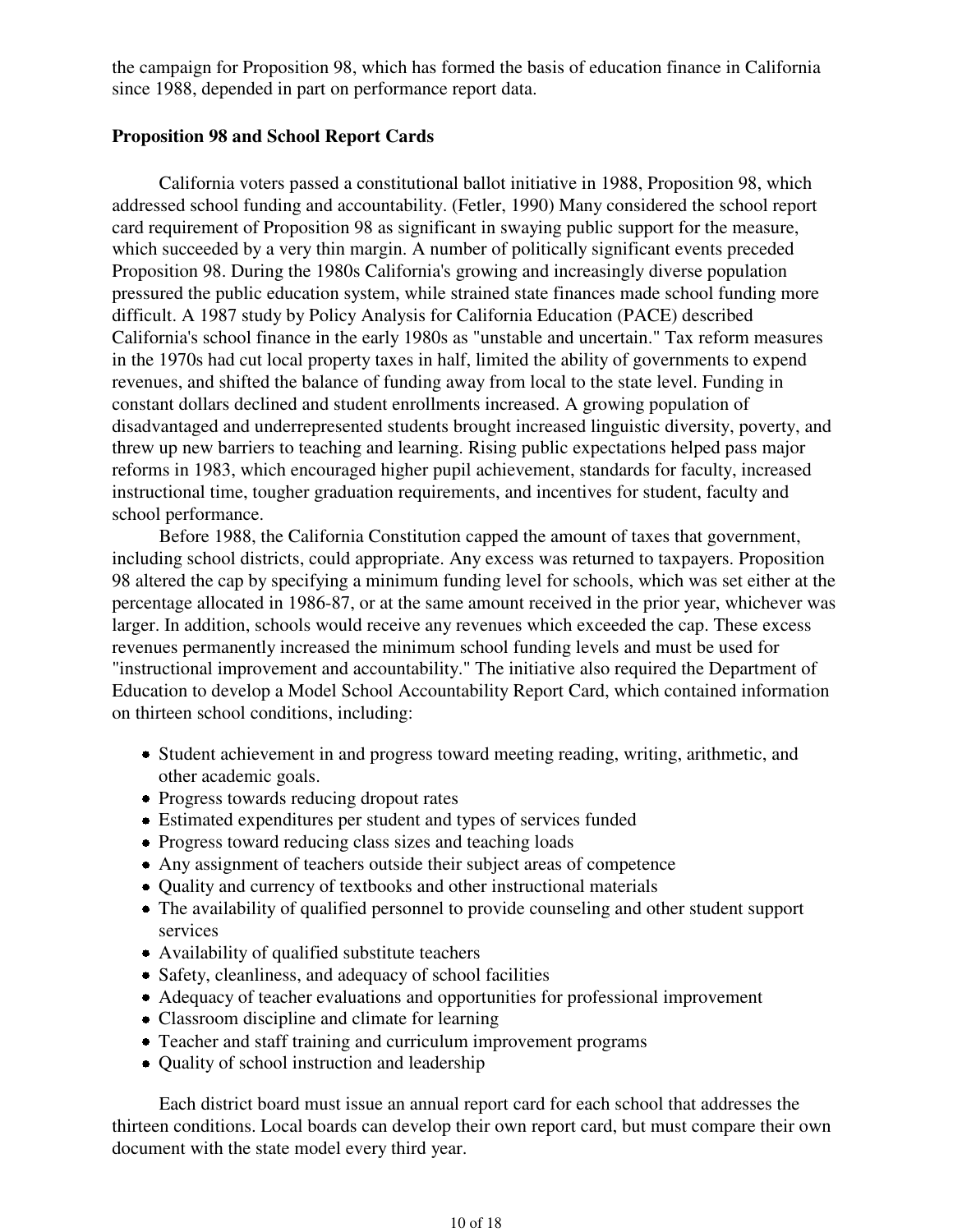the campaign for Proposition 98, which has formed the basis of education finance in California since 1988, depended in part on performance report data.

### Proposition 98 and School Report Cards

California voters passed a constitutional ballot initiative in 1988, Proposition 98, which addressed school funding and accountability. (Fetler, 1990) Many considered the school report card requirement of Proposition 98 as significant in swaying public support for the measure, which succeeded by a very thin margin. A number of politically significant events preceded Proposition 98. During the 1980s California's growing and increasingly diverse population pressured the public education system, while strained state finances made school funding more difficult. A 1987 study by Policy Analysis for California Education (PACE) described California's school finance in the early 1980s as "unstable and uncertain." Tax reform measures in the 1970s had cut local property taxes in half, limited the ability of governments to expend revenues, and shifted the balance of funding away from local to the state level. Funding in constant dollars declined and student enrollments increased. A growing population of disadvantaged and underrepresented students brought increased linguistic diversity, poverty, and threw up new barriers to teaching and learning. Rising public expectations helped pass major reforms in 1983, which encouraged higher pupil achievement, standards for faculty, increased instructional time, tougher graduation requirements, and incentives for student, faculty and school performance.

Before 1988, the California Constitution capped the amount of taxes that government, including school districts, could appropriate. Any excess was returned to taxpayers. Proposition 98 altered the cap by specifying a minimum funding level for schools, which was set either at the percentage allocated in 1986-87, or at the same amount received in the prior year, whichever was larger. In addition, schools would receive any revenues which exceeded the cap. These excess revenues permanently increased the minimum school funding levels and must be used for "instructional improvement and accountability." The initiative also required the Department of Education to develop a Model School Accountability Report Card, which contained information on thirteen school conditions, including:

- Student achievement in and progress toward meeting reading, writing, arithmetic, and other academic goals.
- Progress towards reducing dropout rates
- Estimated expenditures per student and types of services funded
- Progress toward reducing class sizes and teaching loads
- Any assignment of teachers outside their subject areas of competence
- Quality and currency of textbooks and other instructional materials
- The availability of qualified personnel to provide counseling and other student support services
- Availability of qualified substitute teachers
- Safety, cleanliness, and adequacy of school facilities
- Adequacy of teacher evaluations and opportunities for professional improvement
- Classroom discipline and climate for learning
- Teacher and staff training and curriculum improvement programs
- Quality of school instruction and leadership

Each district board must issue an annual report card for each school that addresses the thirteen conditions. Local boards can develop their own report card, but must compare their own document with the state model every third year.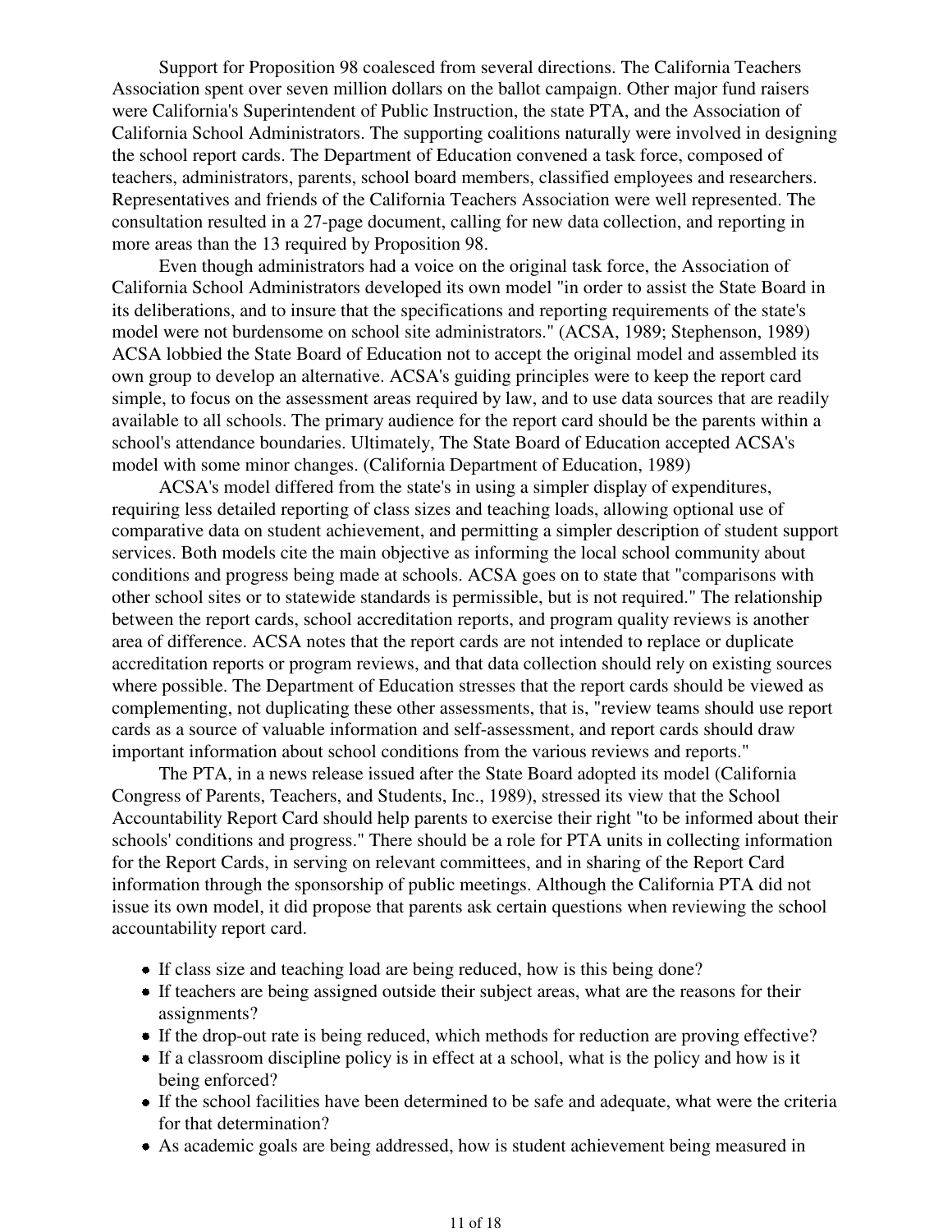Support for Proposition 98 coalesced from several directions. The California Teachers Association spent over seven million dollars on the ballot campaign. Other major fund raisers were California's Superintendent of Public Instruction, the state PTA, and the Association of California School Administrators. The supporting coalitions naturally were involved in designing the school report cards. The Department of Education convened a task force, composed of teachers, administrators, parents, school board members, classified employees and researchers. Representatives and friends of the California Teachers Association were well represented. The consultation resulted in a 27-page document, calling for new data collection, and reporting in more areas than the 13 required by Proposition 98.

Even though administrators had a voice on the original task force, the Association of California School Administrators developed its own model "in order to assist the State Board in its deliberations, and to insure that the specifications and reporting requirements of the state's model were not burdensome on school site administrators." (ACSA, 1989; Stephenson, 1989) ACSA lobbied the State Board of Education not to accept the original model and assembled its own group to develop an alternative. ACSA's guiding principles were to keep the report card simple, to focus on the assessment areas required by law, and to use data sources that are readily available to all schools. The primary audience for the report card should be the parents within a school's attendance boundaries. Ultimately, The State Board of Education accepted ACSA's model with some minor changes. (California Department of Education, 1989)

ACSA's model differed from the state's in using a simpler display of expenditures, requiring less detailed reporting of class sizes and teaching loads, allowing optional use of comparative data on student achievement, and permitting a simpler description of student support services. Both models cite the main objective as informing the local school community about conditions and progress being made at schools. ACSA goes on to state that "comparisons with other school sites or to statewide standards is permissible, but is not required." The relationship between the report cards, school accreditation reports, and program quality reviews is another area of difference. ACSA notes that the report cards are not intended to replace or duplicate accreditation reports or program reviews, and that data collection should rely on existing sources where possible. The Department of Education stresses that the report cards should be viewed as complementing, not duplicating these other assessments, that is, "review teams should use report cards as a source of valuable information and self-assessment, and report cards should draw important information about school conditions from the various reviews and reports."

The PTA, in a news release issued after the State Board adopted its model (California Congress of Parents, Teachers, and Students, Inc., 1989), stressed its view that the School Accountability Report Card should help parents to exercise their right "to be informed about their schools' conditions and progress." There should be a role for PTA units in collecting information for the Report Cards, in serving on relevant committees, and in sharing of the Report Card information through the sponsorship of public meetings. Although the California PTA did not issue its own model, it did propose that parents ask certain questions when reviewing the school accountability report card.

- If class size and teaching load are being reduced, how is this being done?
- If teachers are being assigned outside their subject areas, what are the reasons for their assignments?
- If the drop-out rate is being reduced, which methods for reduction are proving effective?
- If a classroom discipline policy is in effect at a school, what is the policy and how is it being enforced?
- If the school facilities have been determined to be safe and adequate, what were the criteria for that determination?
- As academic goals are being addressed, how is student achievement being measured in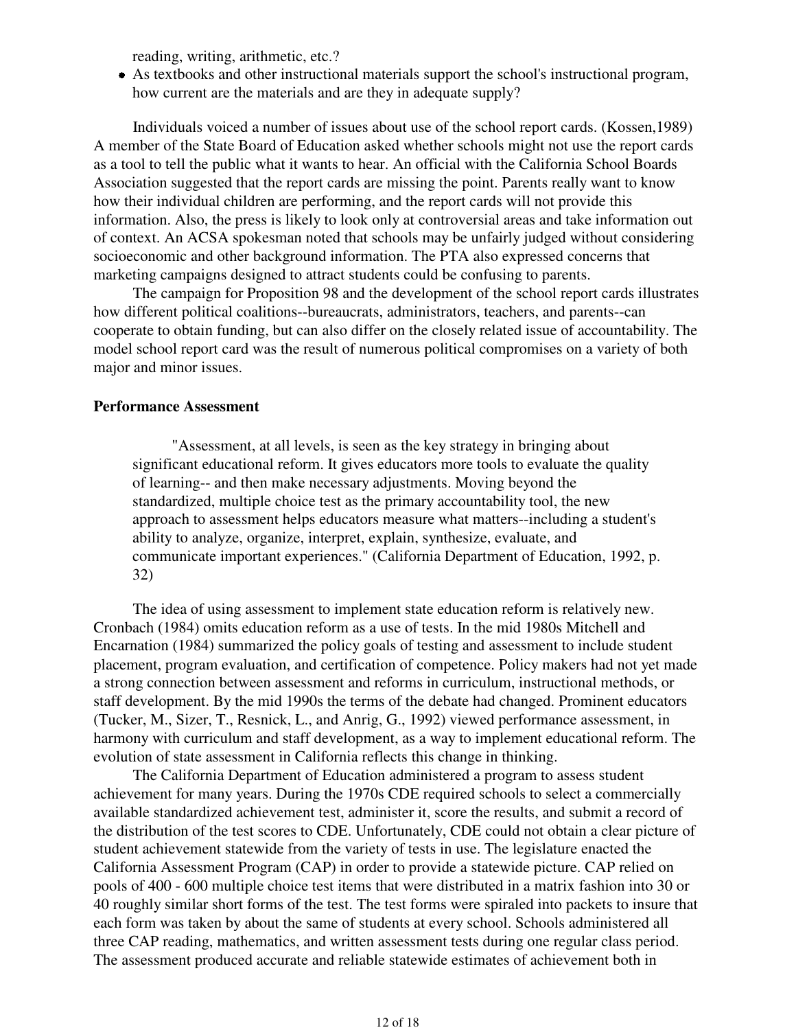reading, writing, arithmetic, etc.?

- As textbooks and other instructional materials support the school's instructional program, how current are the materials and are they in adequate supply?

Individuals voiced a number of issues about use of the school report cards. (Kossen,1989) A member of the State Board of Education asked whether schools might not use the report cards as a tool to tell the public what it wants to hear. An official with the California School Boards Association suggested that the report cards are missing the point. Parents really want to know how their individual children are performing, and the report cards will not provide this information. Also, the press is likely to look only at controversial areas and take information out of context. An ACSA spokesman noted that schools may be unfairly judged without considering socioeconomic and other background information. The PTA also expressed concerns that marketing campaigns designed to attract students could be confusing to parents.

The campaign for Proposition 98 and the development of the school report cards illustrates how different political coalitions--bureaucrats, administrators, teachers, and parents--can cooperate to obtain funding, but can also differ on the closely related issue of accountability. The model school report card was the result of numerous political compromises on a variety of both major and minor issues.

**Performance Assessment**

> "Assessment, at all levels, is seen as the key strategy in bringing about significant educational reform. It gives educators more tools to evaluate the quality of learning-- and then make necessary adjustments. Moving beyond the standardized, multiple choice test as the primary accountability tool, the new approach to assessment helps educators measure what matters--including a student's ability to analyze, organize, interpret, explain, synthesize, evaluate, and communicate important experiences." (California Department of Education, 1992, p. 32)

The idea of using assessment to implement state education reform is relatively new. Cronbach (1984) omits education reform as a use of tests. In the mid 1980s Mitchell and Encarnation (1984) summarized the policy goals of testing and assessment to include student placement, program evaluation, and certification of competence. Policy makers had not yet made a strong connection between assessment and reforms in curriculum, instructional methods, or staff development. By the mid 1990s the terms of the debate had changed. Prominent educators (Tucker, M., Sizer, T., Resnick, L., and Anrig, G., 1992) viewed performance assessment, in harmony with curriculum and staff development, as a way to implement educational reform. The evolution of state assessment in California reflects this change in thinking.

The California Department of Education administered a program to assess student achievement for many years. During the 1970s CDE required schools to select a commercially available standardized achievement test, administer it, score the results, and submit a record of the distribution of the test scores to CDE. Unfortunately, CDE could not obtain a clear picture of student achievement statewide from the variety of tests in use. The legislature enacted the California Assessment Program (CAP) in order to provide a statewide picture. CAP relied on pools of 400 - 600 multiple choice test items that were distributed in a matrix fashion into 30 or 40 roughly similar short forms of the test. The test forms were spiraled into packets to insure that each form was taken by about the same of students at every school. Schools administered all three CAP reading, mathematics, and written assessment tests during one regular class period. The assessment produced accurate and reliable statewide estimates of achievement both in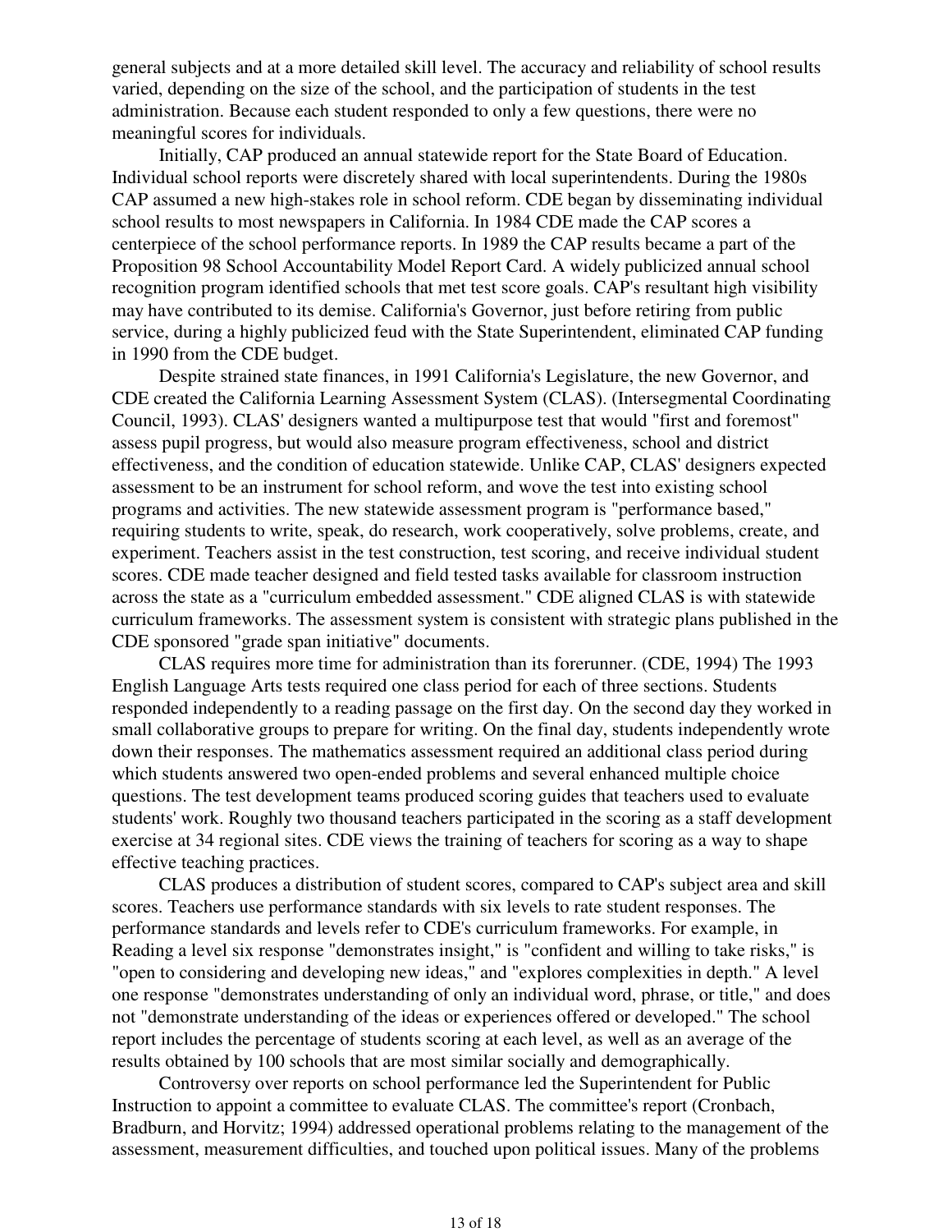general subjects and at a more detailed skill level. The accuracy and reliability of school results varied, depending on the size of the school, and the participation of students in the test administration. Because each student responded to only a few questions, there were no meaningful scores for individuals.

Initially, CAP produced an annual statewide report for the State Board of Education. Individual school reports were discretely shared with local superintendents. During the 1980s CAP assumed a new high-stakes role in school reform. CDE began by disseminating individual school results to most newspapers in California. In 1984 CDE made the CAP scores a centerpiece of the school performance reports. In 1989 the CAP results became a part of the Proposition 98 School Accountability Model Report Card. A widely publicized annual school recognition program identified schools that met test score goals. CAP's resultant high visibility may have contributed to its demise. California's Governor, just before retiring from public service, during a highly publicized feud with the State Superintendent, eliminated CAP funding in 1990 from the CDE budget.

Despite strained state finances, in 1991 California's Legislature, the new Governor, and CDE created the California Learning Assessment System (CLAS). (Intersegmental Coordinating Council, 1993). CLAS' designers wanted a multipurpose test that would "first and foremost" assess pupil progress, but would also measure program effectiveness, school and district effectiveness, and the condition of education statewide. Unlike CAP, CLAS' designers expected assessment to be an instrument for school reform, and wove the test into existing school programs and activities. The new statewide assessment program is "performance based," requiring students to write, speak, do research, work cooperatively, solve problems, create, and experiment. Teachers assist in the test construction, test scoring, and receive individual student scores. CDE made teacher designed and field tested tasks available for classroom instruction across the state as a "curriculum embedded assessment." CDE aligned CLAS is with statewide curriculum frameworks. The assessment system is consistent with strategic plans published in the CDE sponsored "grade span initiative" documents.

CLAS requires more time for administration than its forerunner. (CDE, 1994) The 1993 English Language Arts tests required one class period for each of three sections. Students responded independently to a reading passage on the first day. On the second day they worked in small collaborative groups to prepare for writing. On the final day, students independently wrote down their responses. The mathematics assessment required an additional class period during which students answered two open-ended problems and several enhanced multiple choice questions. The test development teams produced scoring guides that teachers used to evaluate students' work. Roughly two thousand teachers participated in the scoring as a staff development exercise at 34 regional sites. CDE views the training of teachers for scoring as a way to shape effective teaching practices.

CLAS produces a distribution of student scores, compared to CAP's subject area and skill scores. Teachers use performance standards with six levels to rate student responses. The performance standards and levels refer to CDE's curriculum frameworks. For example, in Reading a level six response "demonstrates insight," is "confident and willing to take risks," is "open to considering and developing new ideas," and "explores complexities in depth." A level one response "demonstrates understanding of only an individual word, phrase, or title," and does not "demonstrate understanding of the ideas or experiences offered or developed." The school report includes the percentage of students scoring at each level, as well as an average of the results obtained by 100 schools that are most similar socially and demographically.

Controversy over reports on school performance led the Superintendent for Public Instruction to appoint a committee to evaluate CLAS. The committee's report (Cronbach, Bradburn, and Horvitz; 1994) addressed operational problems relating to the management of the assessment, measurement difficulties, and touched upon political issues. Many of the problems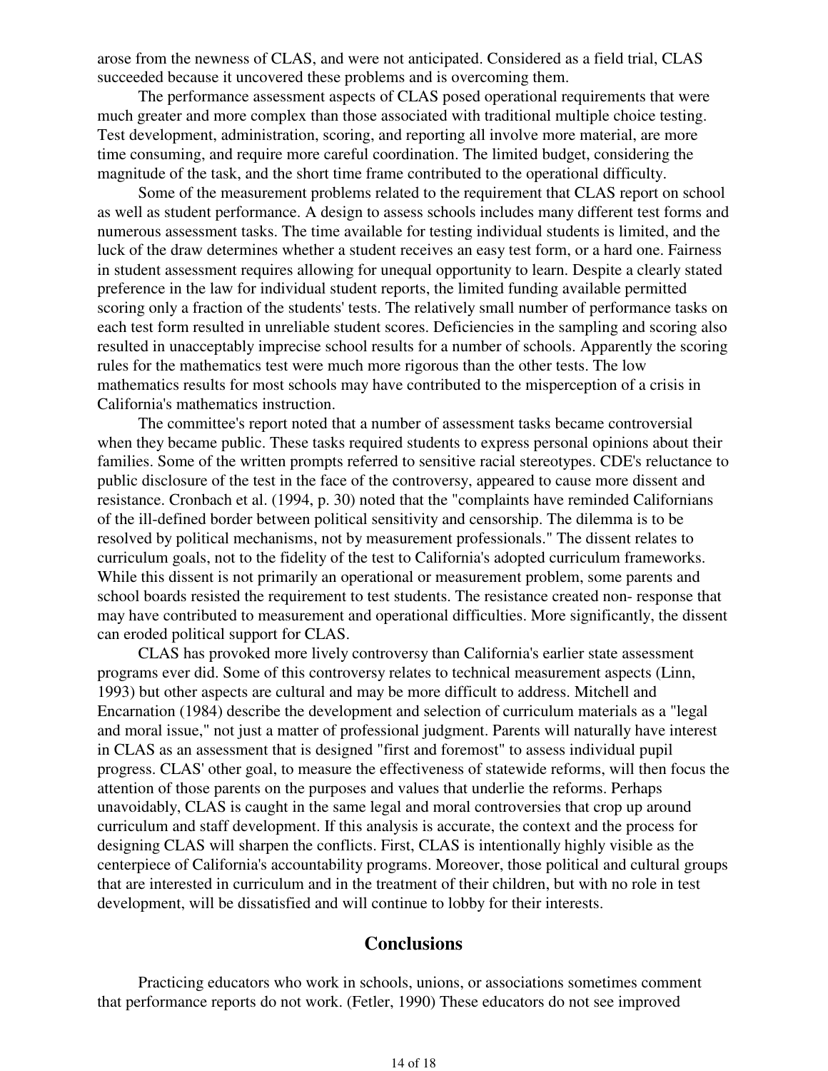arose from the newness of CLAS, and were not anticipated. Considered as a field trial, CLAS succeeded because it uncovered these problems and is overcoming them.

The performance assessment aspects of CLAS posed operational requirements that were much greater and more complex than those associated with traditional multiple choice testing. Test development, administration, scoring, and reporting all involve more material, are more time consuming, and require more careful coordination. The limited budget, considering the magnitude of the task, and the short time frame contributed to the operational difficulty.

Some of the measurement problems related to the requirement that CLAS report on school as well as student performance. A design to assess schools includes many different test forms and numerous assessment tasks. The time available for testing individual students is limited, and the luck of the draw determines whether a student receives an easy test form, or a hard one. Fairness in student assessment requires allowing for unequal opportunity to learn. Despite a clearly stated preference in the law for individual student reports, the limited funding available permitted scoring only a fraction of the students' tests. The relatively small number of performance tasks on each test form resulted in unreliable student scores. Deficiencies in the sampling and scoring also resulted in unacceptably imprecise school results for a number of schools. Apparently the scoring rules for the mathematics test were much more rigorous than the other tests. The low mathematics results for most schools may have contributed to the misperception of a crisis in California's mathematics instruction.

The committee's report noted that a number of assessment tasks became controversial when they became public. These tasks required students to express personal opinions about their families. Some of the written prompts referred to sensitive racial stereotypes. CDE's reluctance to public disclosure of the test in the face of the controversy, appeared to cause more dissent and resistance. Cronbach et al. (1994, p. 30) noted that the "complaints have reminded Californians of the ill-defined border between political sensitivity and censorship. The dilemma is to be resolved by political mechanisms, not by measurement professionals." The dissent relates to curriculum goals, not to the fidelity of the test to California's adopted curriculum frameworks. While this dissent is not primarily an operational or measurement problem, some parents and school boards resisted the requirement to test students. The resistance created non- response that may have contributed to measurement and operational difficulties. More significantly, the dissent can eroded political support for CLAS.

CLAS has provoked more lively controversy than California's earlier state assessment programs ever did. Some of this controversy relates to technical measurement aspects (Linn, 1993) but other aspects are cultural and may be more difficult to address. Mitchell and Encarnation (1984) describe the development and selection of curriculum materials as a "legal and moral issue," not just a matter of professional judgment. Parents will naturally have interest in CLAS as an assessment that is designed "first and foremost" to assess individual pupil progress. CLAS' other goal, to measure the effectiveness of statewide reforms, will then focus the attention of those parents on the purposes and values that underlie the reforms. Perhaps unavoidably, CLAS is caught in the same legal and moral controversies that crop up around curriculum and staff development. If this analysis is accurate, the context and the process for designing CLAS will sharpen the conflicts. First, CLAS is intentionally highly visible as the centerpiece of California's accountability programs. Moreover, those political and cultural groups that are interested in curriculum and in the treatment of their children, but with no role in test development, will be dissatisfied and will continue to lobby for their interests.

## Conclusions

Practicing educators who work in schools, unions, or associations sometimes comment that performance reports do not work. (Fetler, 1990) These educators do not see improved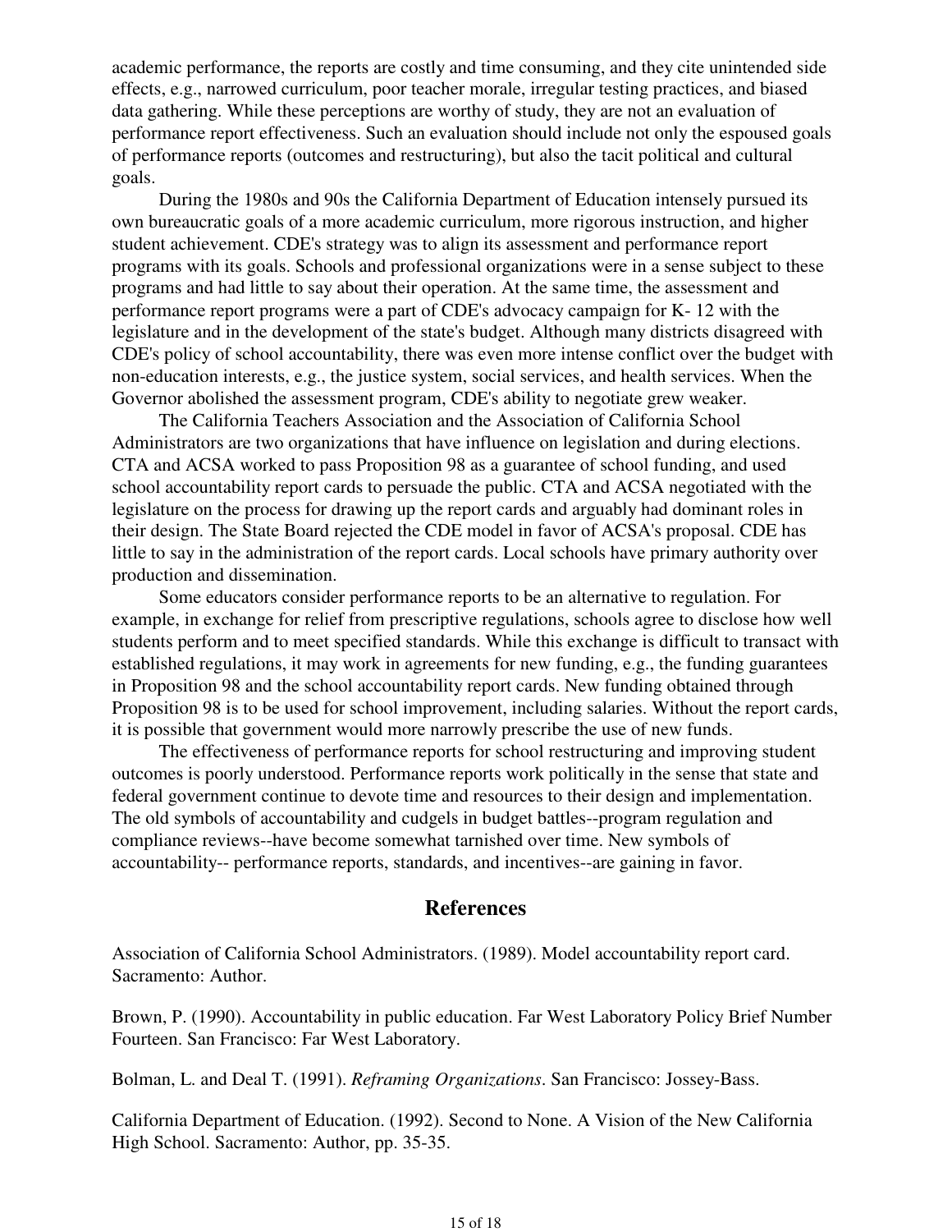academic performance, the reports are costly and time consuming, and they cite unintended side effects, e.g., narrowed curriculum, poor teacher morale, irregular testing practices, and biased data gathering. While these perceptions are worthy of study, they are not an evaluation of performance report effectiveness. Such an evaluation should include not only the espoused goals of performance reports (outcomes and restructuring), but also the tacit political and cultural goals.

During the 1980s and 90s the California Department of Education intensely pursued its own bureaucratic goals of a more academic curriculum, more rigorous instruction, and higher student achievement. CDE's strategy was to align its assessment and performance report programs with its goals. Schools and professional organizations were in a sense subject to these programs and had little to say about their operation. At the same time, the assessment and performance report programs were a part of CDE's advocacy campaign for K- 12 with the legislature and in the development of the state's budget. Although many districts disagreed with CDE's policy of school accountability, there was even more intense conflict over the budget with non-education interests, e.g., the justice system, social services, and health services. When the Governor abolished the assessment program, CDE's ability to negotiate grew weaker.

The California Teachers Association and the Association of California School Administrators are two organizations that have influence on legislation and during elections. CTA and ACSA worked to pass Proposition 98 as a guarantee of school funding, and used school accountability report cards to persuade the public. CTA and ACSA negotiated with the legislature on the process for drawing up the report cards and arguably had dominant roles in their design. The State Board rejected the CDE model in favor of ACSA's proposal. CDE has little to say in the administration of the report cards. Local schools have primary authority over production and dissemination.

Some educators consider performance reports to be an alternative to regulation. For example, in exchange for relief from prescriptive regulations, schools agree to disclose how well students perform and to meet specified standards. While this exchange is difficult to transact with established regulations, it may work in agreements for new funding, e.g., the funding guarantees in Proposition 98 and the school accountability report cards. New funding obtained through Proposition 98 is to be used for school improvement, including salaries. Without the report cards, it is possible that government would more narrowly prescribe the use of new funds.

The effectiveness of performance reports for school restructuring and improving student outcomes is poorly understood. Performance reports work politically in the sense that state and federal government continue to devote time and resources to their design and implementation. The old symbols of accountability and cudgels in budget battles--program regulation and compliance reviews--have become somewhat tarnished over time. New symbols of accountability-- performance reports, standards, and incentives--are gaining in favor.

## References

Association of California School Administrators. (1989). Model accountability report card. Sacramento: Author.

Brown, P. (1990). Accountability in public education. Far West Laboratory Policy Brief Number Fourteen. San Francisco: Far West Laboratory.

Bolman, L. and Deal T. (1991). *Reframing Organizations*. San Francisco: Jossey-Bass.

California Department of Education. (1992). Second to None. A Vision of the New California High School. Sacramento: Author, pp. 35-35.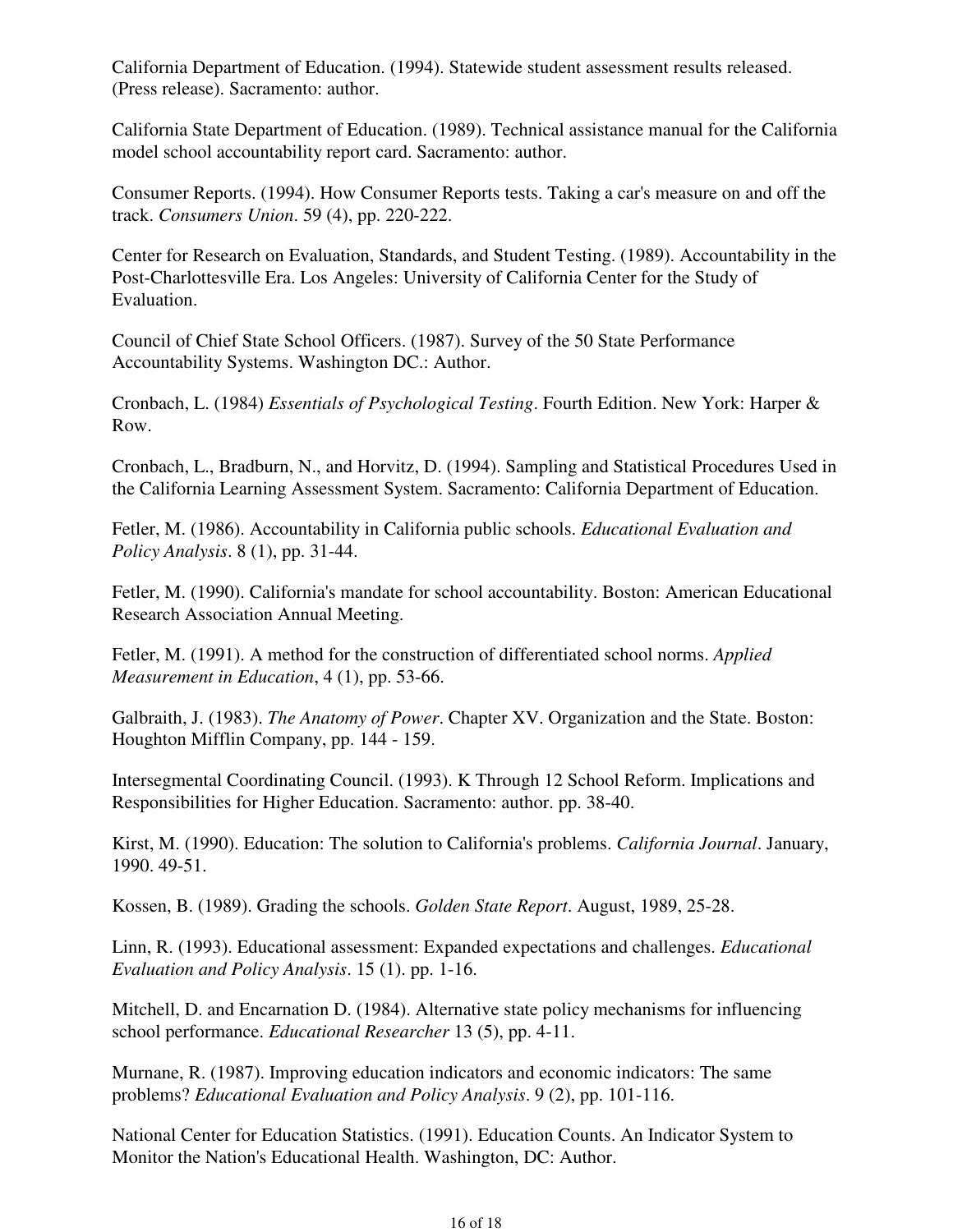California Department of Education. (1994). Statewide student assessment results released. (Press release). Sacramento: author.

California State Department of Education. (1989). Technical assistance manual for the California model school accountability report card. Sacramento: author.

Consumer Reports. (1994). How Consumer Reports tests. Taking a car's measure on and off the track. *Consumers Union*. 59 (4), pp. 220-222.

Center for Research on Evaluation, Standards, and Student Testing. (1989). Accountability in the Post-Charlottesville Era. Los Angeles: University of California Center for the Study of Evaluation.

Council of Chief State School Officers. (1987). Survey of the 50 State Performance Accountability Systems. Washington DC.: Author.

Cronbach, L. (1984) *Essentials of Psychological Testing*. Fourth Edition. New York: Harper & Row.

Cronbach, L., Bradburn, N., and Horvitz, D. (1994). Sampling and Statistical Procedures Used in the California Learning Assessment System. Sacramento: California Department of Education.

Fetler, M. (1986). Accountability in California public schools. *Educational Evaluation and Policy Analysis*. 8 (1), pp. 31-44.

Fetler, M. (1990). California's mandate for school accountability. Boston: American Educational Research Association Annual Meeting.

Fetler, M. (1991). A method for the construction of differentiated school norms. *Applied Measurement in Education*, 4 (1), pp. 53-66.

Galbraith, J. (1983). *The Anatomy of Power*. Chapter XV. Organization and the State. Boston: Houghton Mifflin Company, pp. 144 - 159.

Intersegmental Coordinating Council. (1993). K Through 12 School Reform. Implications and Responsibilities for Higher Education. Sacramento: author. pp. 38-40.

Kirst, M. (1990). Education: The solution to California's problems. *California Journal*. January, 1990. 49-51.

Kossen, B. (1989). Grading the schools. *Golden State Report*. August, 1989, 25-28.

Linn, R. (1993). Educational assessment: Expanded expectations and challenges. *Educational Evaluation and Policy Analysis*. 15 (1). pp. 1-16.

Mitchell, D. and Encarnation D. (1984). Alternative state policy mechanisms for influencing school performance. *Educational Researcher* 13 (5), pp. 4-11.

Murnane, R. (1987). Improving education indicators and economic indicators: The same problems? *Educational Evaluation and Policy Analysis*. 9 (2), pp. 101-116.

National Center for Education Statistics. (1991). Education Counts. An Indicator System to Monitor the Nation's Educational Health. Washington, DC: Author.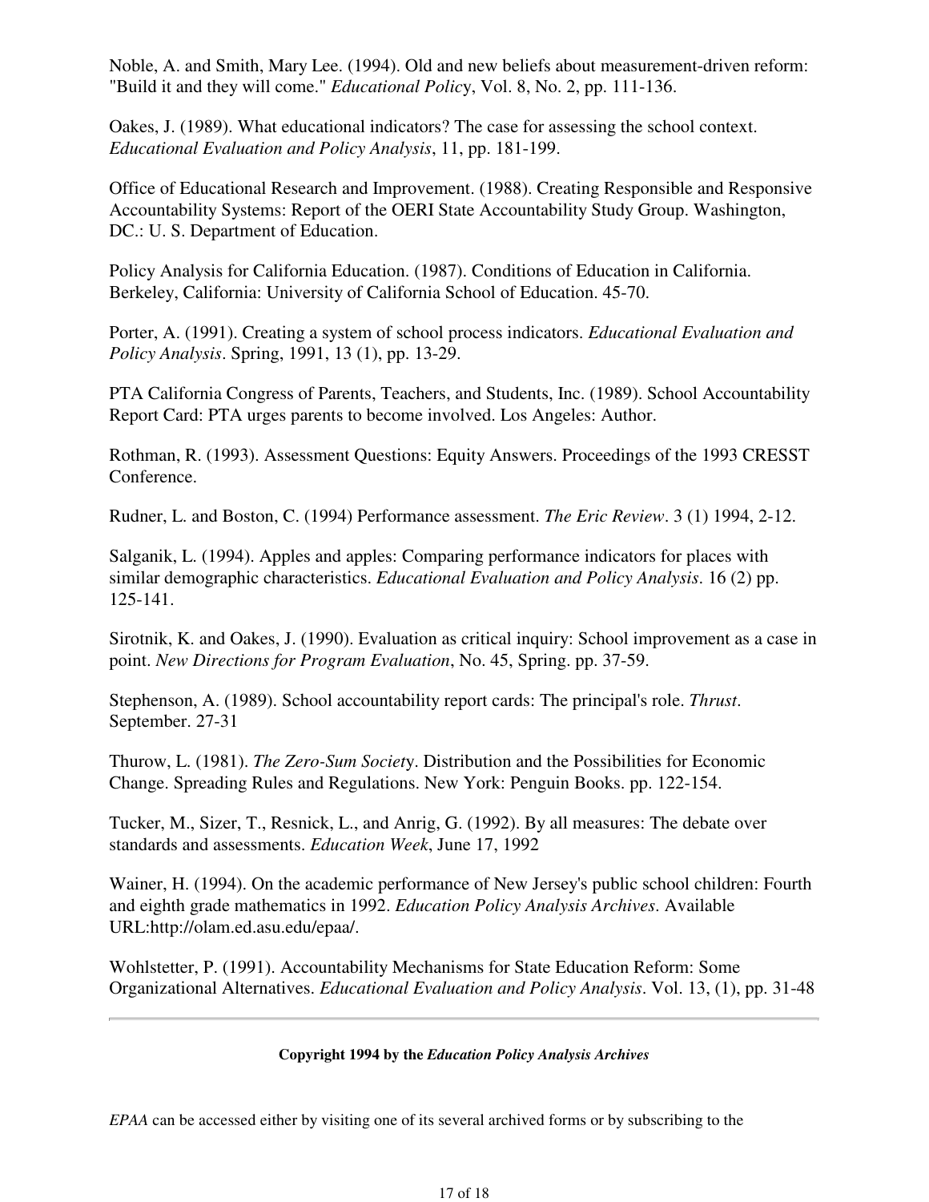Noble, A. and Smith, Mary Lee. (1994). Old and new beliefs about measurement-driven reform: "Build it and they will come." *Educational Policy*, Vol. 8, No. 2, pp. 111-136.

Oakes, J. (1989). What educational indicators? The case for assessing the school context. *Educational Evaluation and Policy Analysis*, 11, pp. 181-199.

Office of Educational Research and Improvement. (1988). Creating Responsible and Responsive Accountability Systems: Report of the OERI State Accountability Study Group. Washington, DC.: U. S. Department of Education.

Policy Analysis for California Education. (1987). Conditions of Education in California. Berkeley, California: University of California School of Education. 45-70.

Porter, A. (1991). Creating a system of school process indicators. *Educational Evaluation and Policy Analysis*. Spring, 1991, 13 (1), pp. 13-29.

PTA California Congress of Parents, Teachers, and Students, Inc. (1989). School Accountability Report Card: PTA urges parents to become involved. Los Angeles: Author.

Rothman, R. (1993). Assessment Questions: Equity Answers. Proceedings of the 1993 CRESST Conference.

Rudner, L. and Boston, C. (1994) Performance assessment. *The Eric Review*. 3 (1) 1994, 2-12.

Salganik, L. (1994). Apples and apples: Comparing performance indicators for places with similar demographic characteristics. *Educational Evaluation and Policy Analysis*. 16 (2) pp. 125-141.

Sirotnik, K. and Oakes, J. (1990). Evaluation as critical inquiry: School improvement as a case in point. *New Directions for Program Evaluation*, No. 45, Spring. pp. 37-59.

Stephenson, A. (1989). School accountability report cards: The principal's role. *Thrust*. September. 27-31

Thurow, L. (1981). *The Zero-Sum Society*. Distribution and the Possibilities for Economic Change. Spreading Rules and Regulations. New York: Penguin Books. pp. 122-154.

Tucker, M., Sizer, T., Resnick, L., and Anrig, G. (1992). By all measures: The debate over standards and assessments. *Education Week*, June 17, 1992

Wainer, H. (1994). On the academic performance of New Jersey's public school children: Fourth and eighth grade mathematics in 1992. *Education Policy Analysis Archives*. Available URL:http://olam.ed.asu.edu/epaa/.

Wohlstetter, P. (1991). Accountability Mechanisms for State Education Reform: Some Organizational Alternatives. *Educational Evaluation and Policy Analysis*. Vol. 13, (1), pp. 31-48

---

**Copyright 1994 by the *Education Policy Analysis Archives***

*EPAA* can be accessed either by visiting one of its several archived forms or by subscribing to the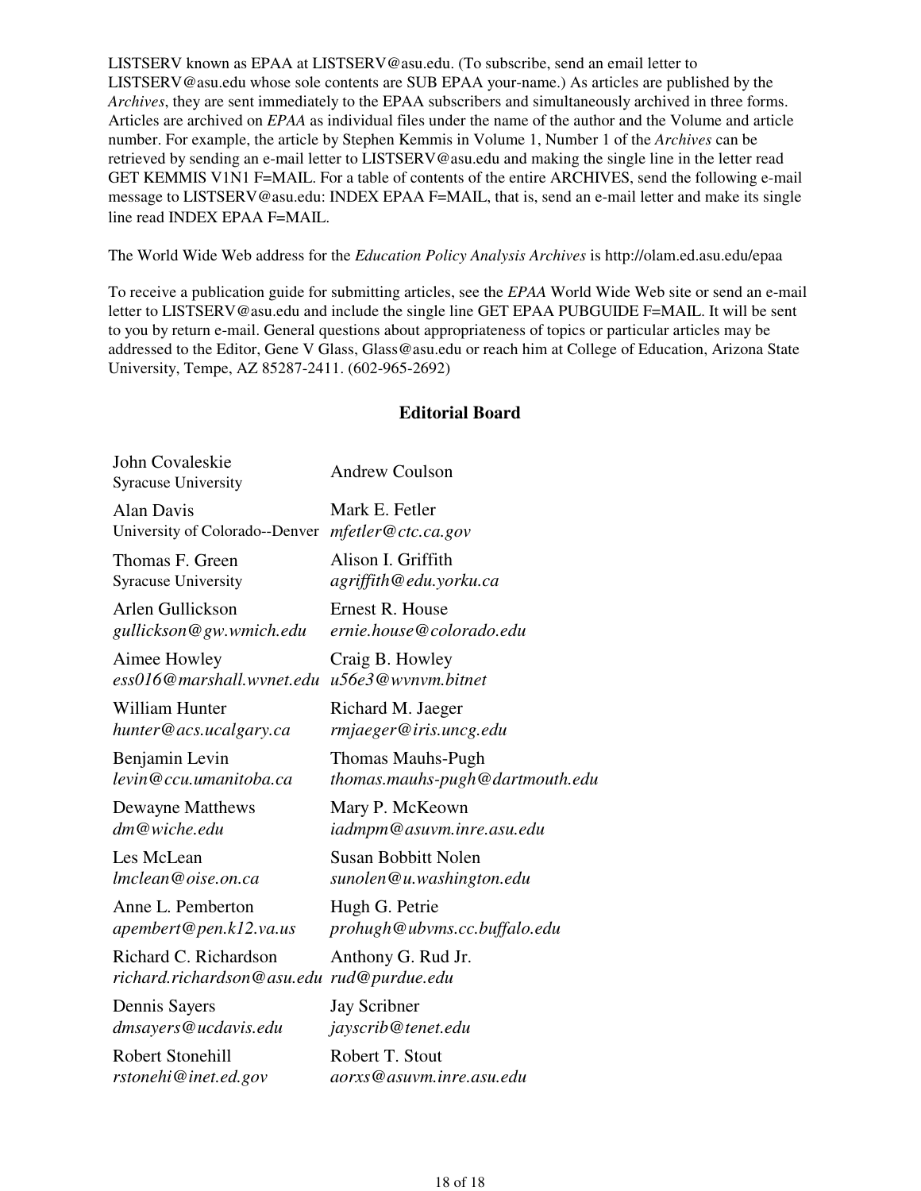LISTSERV known as EPAA at LISTSERV@asu.edu. (To subscribe, send an email letter to LISTSERV@asu.edu whose sole contents are SUB EPAA your-name.) As articles are published by the *Archives*, they are sent immediately to the EPAA subscribers and simultaneously archived in three forms. Articles are archived on *EPAA* as individual files under the name of the author and the Volume and article number. For example, the article by Stephen Kemmis in Volume 1, Number 1 of the *Archives* can be retrieved by sending an e-mail letter to LISTSERV@asu.edu and making the single line in the letter read GET KEMMIS V1N1 F=MAIL. For a table of contents of the entire ARCHIVES, send the following e-mail message to LISTSERV@asu.edu: INDEX EPAA F=MAIL, that is, send an e-mail letter and make its single line read INDEX EPAA F=MAIL.

The World Wide Web address for the *Education Policy Analysis Archives* is http://olam.ed.asu.edu/epaa

To receive a publication guide for submitting articles, see the *EPAA* World Wide Web site or send an e-mail letter to LISTSERV@asu.edu and include the single line GET EPAA PUBGUIDE F=MAIL. It will be sent to you by return e-mail. General questions about appropriateness of topics or particular articles may be addressed to the Editor, Gene V Glass, Glass@asu.edu or reach him at College of Education, Arizona State University, Tempe, AZ 85287-2411. (602-965-2692)

## Editorial Board

| | |
|---|---|
| John Covaleskie<br>Syracuse University | Andrew Coulson |
| Alan Davis<br>University of Colorado--Denver | Mark E. Fetler<br>*mfetler@ctc.ca.gov* |
| Thomas F. Green<br>Syracuse University | Alison I. Griffith<br>*agriffith@edu.yorku.ca* |
| Arlen Gullickson<br>*gullickson@gw.wmich.edu* | Ernest R. House<br>*ernie.house@colorado.edu* |
| Aimee Howley<br>*ess016@marshall.wvnet.edu* | Craig B. Howley<br>*u56e3@wvnvm.bitnet* |
| William Hunter<br>*hunter@acs.ucalgary.ca* | Richard M. Jaeger<br>*rmjaeger@iris.uncg.edu* |
| Benjamin Levin<br>*levin@ccu.umanitoba.ca* | Thomas Mauhs-Pugh<br>*thomas.mauhs-pugh@dartmouth.edu* |
| Dewayne Matthews<br>*dm@wiche.edu* | Mary P. McKeown<br>*iadmpm@asuvm.inre.asu.edu* |
| Les McLean<br>*lmclean@oise.on.ca* | Susan Bobbitt Nolen<br>*sunolen@u.washington.edu* |
| Anne L. Pemberton<br>*apembert@pen.k12.va.us* | Hugh G. Petrie<br>*prohugh@ubvms.cc.buffalo.edu* |
| Richard C. Richardson<br>*richard.richardson@asu.edu* | Anthony G. Rud Jr.<br>*rud@purdue.edu* |
| Dennis Sayers<br>*dmsayers@ucdavis.edu* | Jay Scribner<br>*jayscrib@tenet.edu* |
| Robert Stonehill<br>*rstonehi@inet.ed.gov* | Robert T. Stout<br>*aorxs@asuvm.inre.asu.edu* |